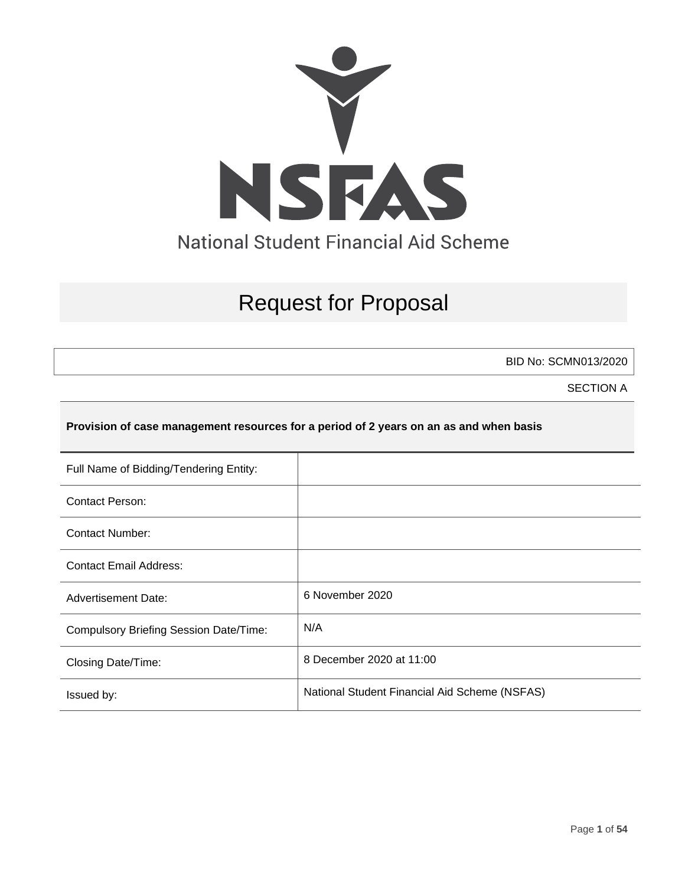NSFAS

National Student Financial Aid Scheme

# Request for Proposal

BID No: SCMN013/2020

SECTION A

**Provision of case management resources for a period of 2 years on an as and when basis**

| | |
|---|---|
| Full Name of Bidding/Tendering Entity: | |
| Contact Person: | |
| Contact Number: | |
| Contact Email Address: | |
| Advertisement Date: | 6 November 2020 |
| Compulsory Briefing Session Date/Time: | N/A |
| Closing Date/Time: | 8 December 2020 at 11:00 |
| Issued by: | National Student Financial Aid Scheme (NSFAS) |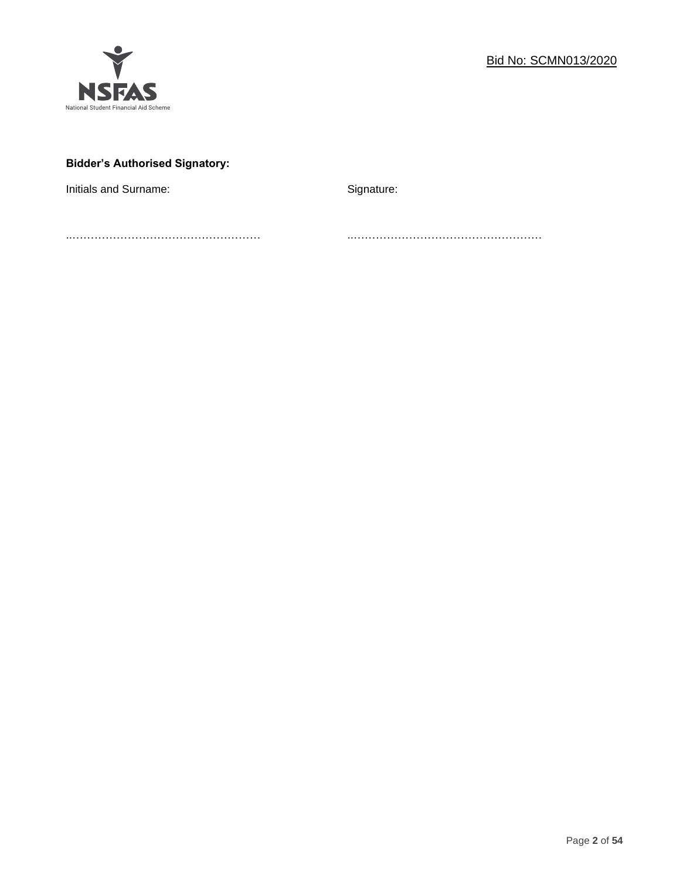**Bidder's Authorised Signatory:**

| Initials and Surname: | Signature: |
|---|---|
| ……………………………………………… | ……………………………………………… |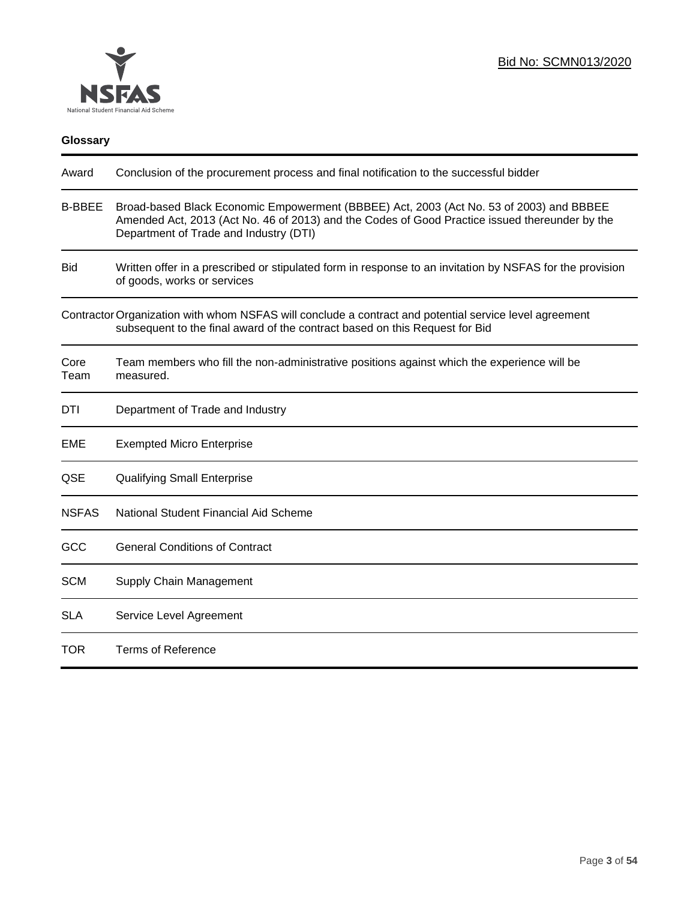## Glossary

| | |
|---|---|
| Award | Conclusion of the procurement process and final notification to the successful bidder |
| B-BBEE | Broad-based Black Economic Empowerment (BBBEE) Act, 2003 (Act No. 53 of 2003) and BBBEE Amended Act, 2013 (Act No. 46 of 2013) and the Codes of Good Practice issued thereunder by the Department of Trade and Industry (DTI) |
| Bid | Written offer in a prescribed or stipulated form in response to an invitation by NSFAS for the provision of goods, works or services |
| Contractor | Organization with whom NSFAS will conclude a contract and potential service level agreement subsequent to the final award of the contract based on this Request for Bid |
| Core Team | Team members who fill the non-administrative positions against which the experience will be measured. |
| DTI | Department of Trade and Industry |
| EME | Exempted Micro Enterprise |
| QSE | Qualifying Small Enterprise |
| NSFAS | National Student Financial Aid Scheme |
| GCC | General Conditions of Contract |
| SCM | Supply Chain Management |
| SLA | Service Level Agreement |
| TOR | Terms of Reference |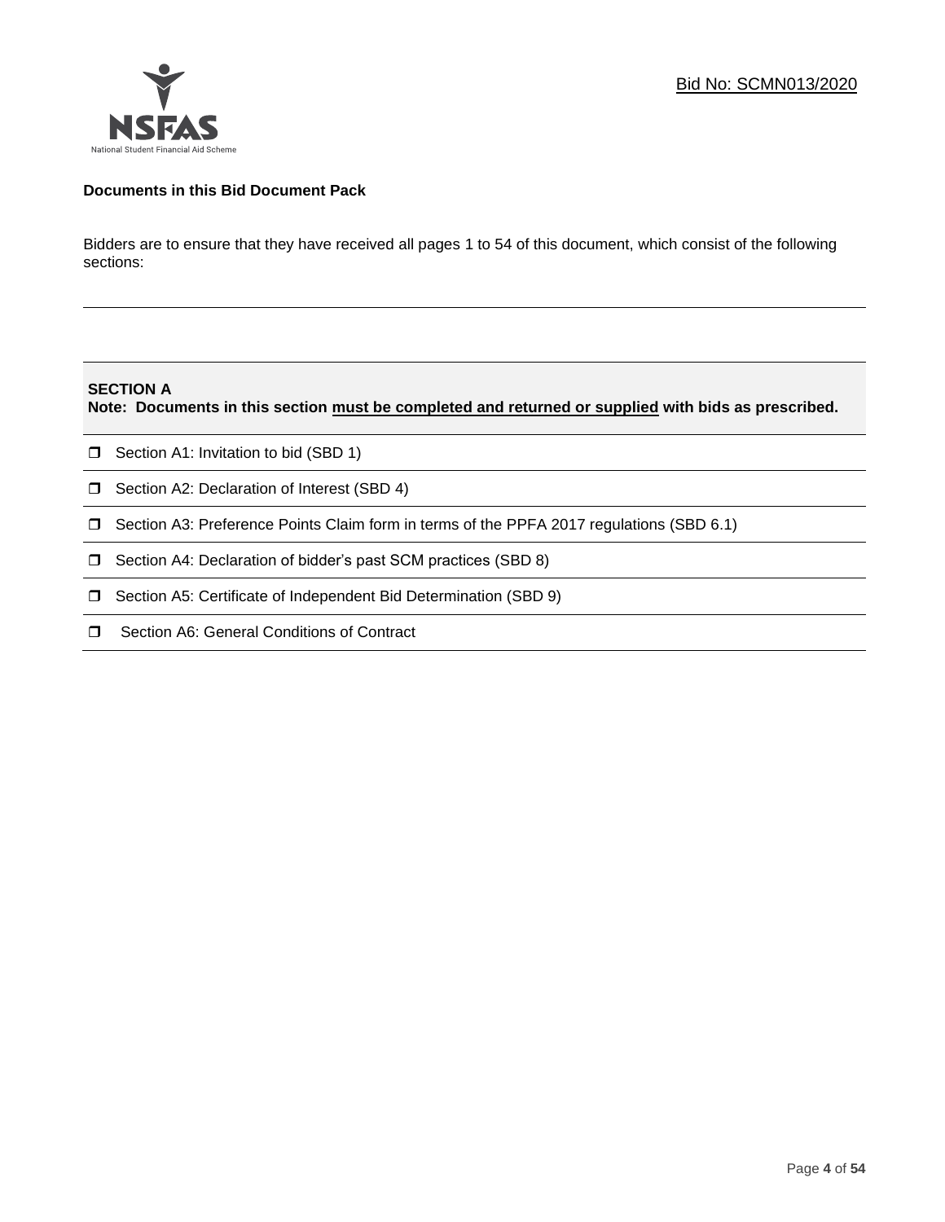Bid No: SCMN013/2020

**Documents in this Bid Document Pack**

Bidders are to ensure that they have received all pages 1 to 54 of this document, which consist of the following sections:

---

**SECTION A**
**Note: Documents in this section must be completed and returned or supplied with bids as prescribed.**

- ❐ Section A1: Invitation to bid (SBD 1)
- ❐ Section A2: Declaration of Interest (SBD 4)
- ❐ Section A3: Preference Points Claim form in terms of the PPFA 2017 regulations (SBD 6.1)
- ❐ Section A4: Declaration of bidder's past SCM practices (SBD 8)
- ❐ Section A5: Certificate of Independent Bid Determination (SBD 9)
- ❐ Section A6: General Conditions of Contract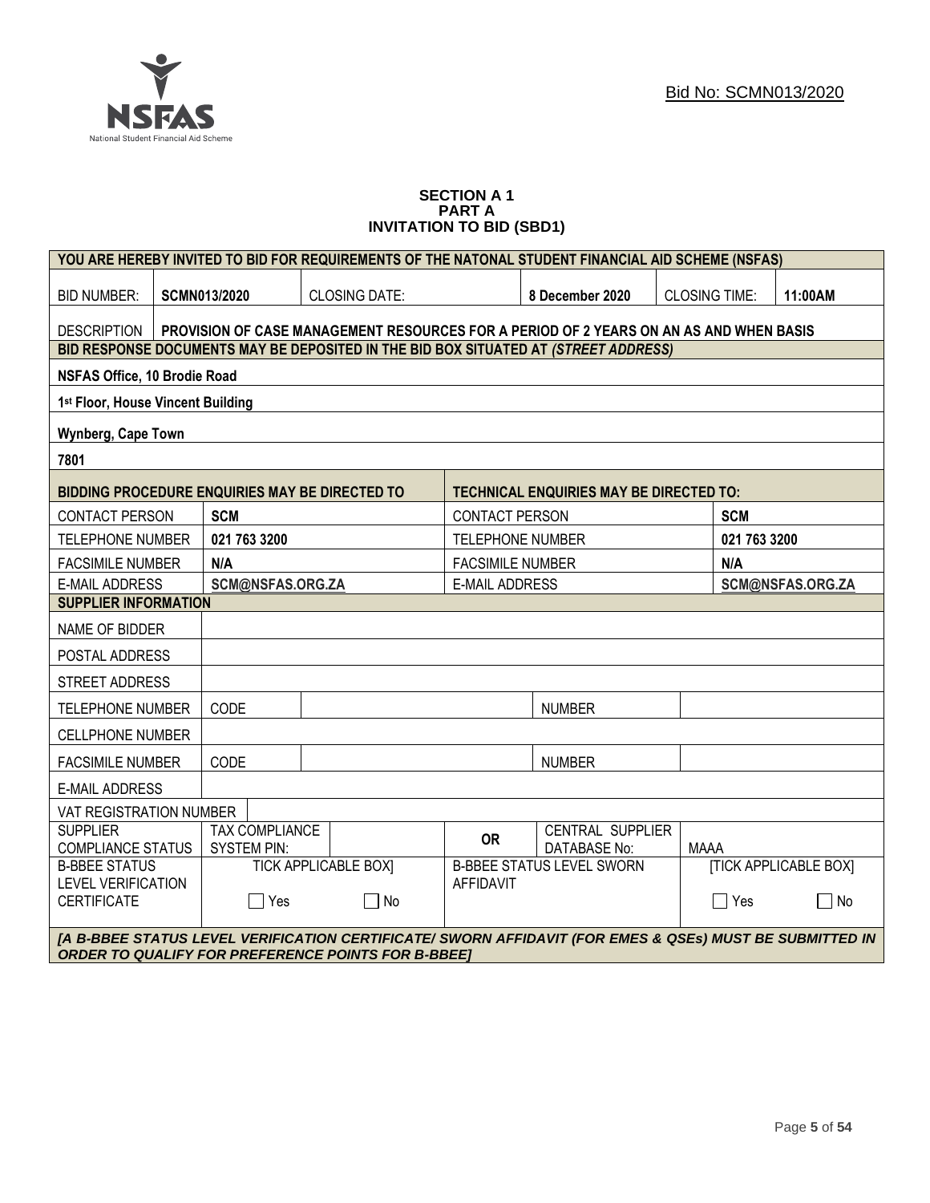Bid No: SCMN013/2020

**SECTION A 1**
**PART A**
**INVITATION TO BID (SBD1)**

| YOU ARE HEREBY INVITED TO BID FOR REQUIREMENTS OF THE NATONAL STUDENT FINANCIAL AID SCHEME (NSFAS) | | | | | | | |
|---|---|---|---|---|---|---|---|
| BID NUMBER: | **SCMN013/2020** | CLOSING DATE: | | **8 December 2020** | CLOSING TIME: | **11:00AM** | |
| DESCRIPTION | **PROVISION OF CASE MANAGEMENT RESOURCES FOR A PERIOD OF 2 YEARS ON AN AS AND WHEN BASIS** | | | | | | |
| **BID RESPONSE DOCUMENTS MAY BE DEPOSITED IN THE BID BOX SITUATED AT *(STREET ADDRESS)*** | | | | | | | |
| **NSFAS Office, 10 Brodie Road** | | | | | | | |
| **1st Floor, House Vincent Building** | | | | | | | |
| **Wynberg, Cape Town** | | | | | | | |
| **7801** | | | | | | | |
| **BIDDING PROCEDURE ENQUIRIES MAY BE DIRECTED TO** | | | **TECHNICAL ENQUIRIES MAY BE DIRECTED TO:** | | | | |
| CONTACT PERSON | **SCM** | | CONTACT PERSON | | **SCM** | | |
| TELEPHONE NUMBER | **021 763 3200** | | TELEPHONE NUMBER | | **021 763 3200** | | |
| FACSIMILE NUMBER | **N/A** | | FACSIMILE NUMBER | | **N/A** | | |
| E-MAIL ADDRESS | **SCM@NSFAS.ORG.ZA** | | E-MAIL ADDRESS | | **SCM@NSFAS.ORG.ZA** | | |
| **SUPPLIER INFORMATION** | | | | | | | |
| NAME OF BIDDER | | | | | | | |
| POSTAL ADDRESS | | | | | | | |
| STREET ADDRESS | | | | | | | |
| TELEPHONE NUMBER | CODE | | | NUMBER | | | |
| CELLPHONE NUMBER | | | | | | | |
| FACSIMILE NUMBER | CODE | | | NUMBER | | | |
| E-MAIL ADDRESS | | | | | | | |
| VAT REGISTRATION NUMBER | | | | | | | |
| SUPPLIER COMPLIANCE STATUS | TAX COMPLIANCE SYSTEM PIN: | | **OR** | CENTRAL SUPPLIER DATABASE No: | MAAA | | |
| B-BBEE STATUS LEVEL VERIFICATION CERTIFICATE | TICK APPLICABLE BOX] ☐ Yes | ☐ No | B-BBEE STATUS LEVEL SWORN AFFIDAVIT | | [TICK APPLICABLE BOX] ☐ Yes | ☐ No | |
| ***[A B-BBEE STATUS LEVEL VERIFICATION CERTIFICATE/ SWORN AFFIDAVIT (FOR EMES & QSEs) MUST BE SUBMITTED IN ORDER TO QUALIFY FOR PREFERENCE POINTS FOR B-BBEE]*** | | | | | | | |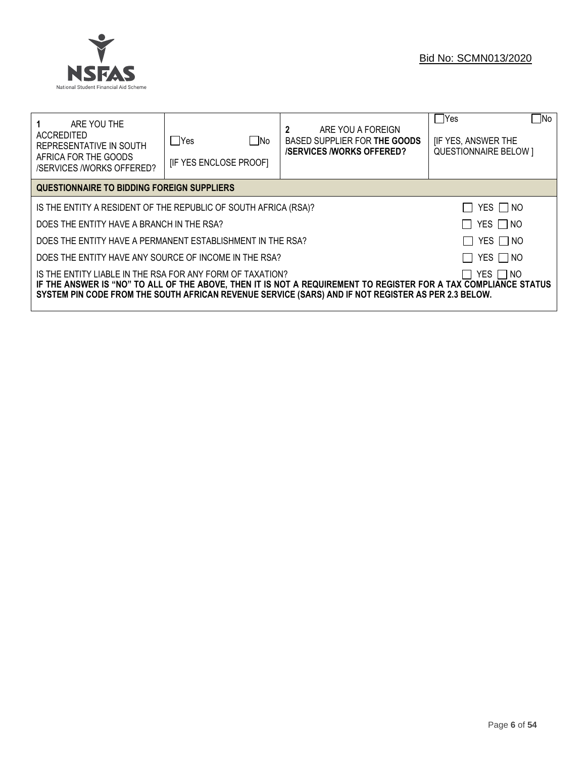Bid No: SCMN013/2020

| 1 ARE YOU THE ACCREDITED REPRESENTATIVE IN SOUTH AFRICA FOR THE GOODS /SERVICES /WORKS OFFERED? | ☐Yes ☐No [IF YES ENCLOSE PROOF] | 2 ARE YOU A FOREIGN BASED SUPPLIER FOR **THE GOODS /SERVICES /WORKS OFFERED?** | ☐Yes ☐No [IF YES, ANSWER THE QUESTIONNAIRE BELOW ] |
|---|---|---|---|

**QUESTIONNAIRE TO BIDDING FOREIGN SUPPLIERS**

| | |
|---|---|
| IS THE ENTITY A RESIDENT OF THE REPUBLIC OF SOUTH AFRICA (RSA)? | ☐ YES ☐ NO |
| DOES THE ENTITY HAVE A BRANCH IN THE RSA? | ☐ YES ☐ NO |
| DOES THE ENTITY HAVE A PERMANENT ESTABLISHMENT IN THE RSA? | ☐ YES ☐ NO |
| DOES THE ENTITY HAVE ANY SOURCE OF INCOME IN THE RSA? | ☐ YES ☐ NO |
| IS THE ENTITY LIABLE IN THE RSA FOR ANY FORM OF TAXATION? | ☐ YES ☐ NO |

**IF THE ANSWER IS "NO" TO ALL OF THE ABOVE, THEN IT IS NOT A REQUIREMENT TO REGISTER FOR A TAX COMPLIANCE STATUS SYSTEM PIN CODE FROM THE SOUTH AFRICAN REVENUE SERVICE (SARS) AND IF NOT REGISTER AS PER 2.3 BELOW.**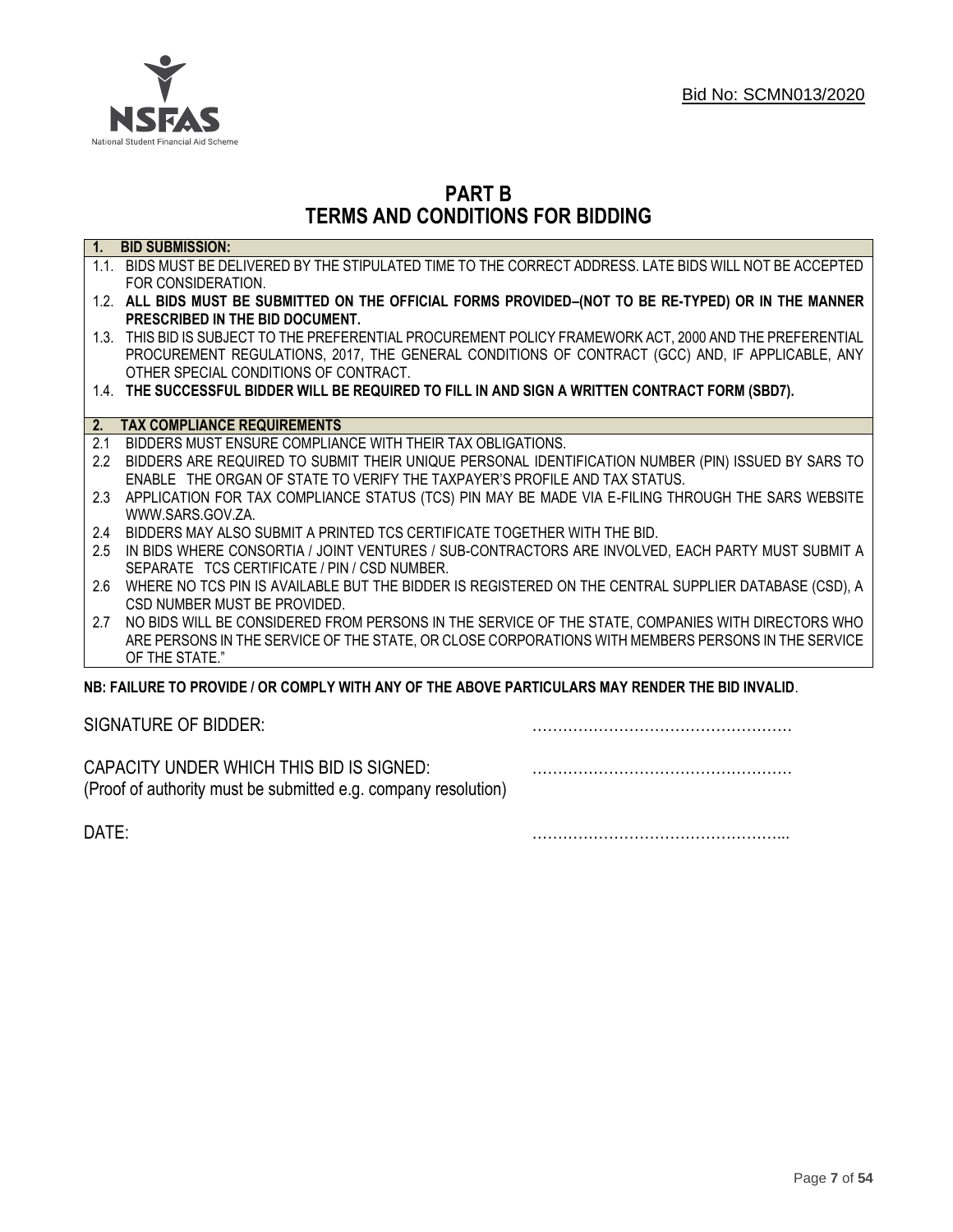Bid No: SCMN013/2020

# PART B
# TERMS AND CONDITIONS FOR BIDDING

**1. BID SUBMISSION:**

1.1. BIDS MUST BE DELIVERED BY THE STIPULATED TIME TO THE CORRECT ADDRESS. LATE BIDS WILL NOT BE ACCEPTED FOR CONSIDERATION.

1.2. **ALL BIDS MUST BE SUBMITTED ON THE OFFICIAL FORMS PROVIDED–(NOT TO BE RE-TYPED) OR IN THE MANNER PRESCRIBED IN THE BID DOCUMENT.**

1.3. THIS BID IS SUBJECT TO THE PREFERENTIAL PROCUREMENT POLICY FRAMEWORK ACT, 2000 AND THE PREFERENTIAL PROCUREMENT REGULATIONS, 2017, THE GENERAL CONDITIONS OF CONTRACT (GCC) AND, IF APPLICABLE, ANY OTHER SPECIAL CONDITIONS OF CONTRACT.

1.4. **THE SUCCESSFUL BIDDER WILL BE REQUIRED TO FILL IN AND SIGN A WRITTEN CONTRACT FORM (SBD7).**

**2. TAX COMPLIANCE REQUIREMENTS**

2.1 BIDDERS MUST ENSURE COMPLIANCE WITH THEIR TAX OBLIGATIONS.

2.2 BIDDERS ARE REQUIRED TO SUBMIT THEIR UNIQUE PERSONAL IDENTIFICATION NUMBER (PIN) ISSUED BY SARS TO ENABLE THE ORGAN OF STATE TO VERIFY THE TAXPAYER'S PROFILE AND TAX STATUS.

2.3 APPLICATION FOR TAX COMPLIANCE STATUS (TCS) PIN MAY BE MADE VIA E-FILING THROUGH THE SARS WEBSITE WWW.SARS.GOV.ZA.

2.4 BIDDERS MAY ALSO SUBMIT A PRINTED TCS CERTIFICATE TOGETHER WITH THE BID.

2.5 IN BIDS WHERE CONSORTIA / JOINT VENTURES / SUB-CONTRACTORS ARE INVOLVED, EACH PARTY MUST SUBMIT A SEPARATE TCS CERTIFICATE / PIN / CSD NUMBER.

2.6 WHERE NO TCS PIN IS AVAILABLE BUT THE BIDDER IS REGISTERED ON THE CENTRAL SUPPLIER DATABASE (CSD), A CSD NUMBER MUST BE PROVIDED.

2.7 NO BIDS WILL BE CONSIDERED FROM PERSONS IN THE SERVICE OF THE STATE, COMPANIES WITH DIRECTORS WHO ARE PERSONS IN THE SERVICE OF THE STATE, OR CLOSE CORPORATIONS WITH MEMBERS PERSONS IN THE SERVICE OF THE STATE."

**NB: FAILURE TO PROVIDE / OR COMPLY WITH ANY OF THE ABOVE PARTICULARS MAY RENDER THE BID INVALID**.

SIGNATURE OF BIDDER: ……………………………………………

CAPACITY UNDER WHICH THIS BID IS SIGNED: ……………………………………………
(Proof of authority must be submitted e.g. company resolution)

DATE: …………………………………………...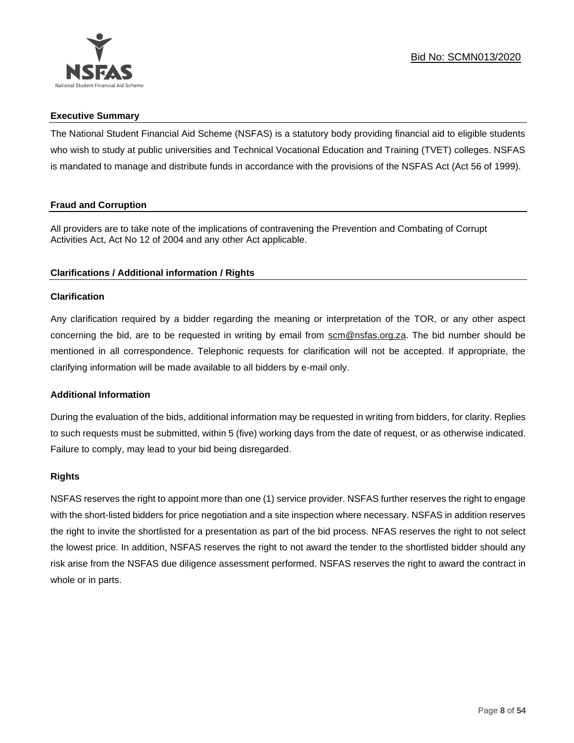## Executive Summary

The National Student Financial Aid Scheme (NSFAS) is a statutory body providing financial aid to eligible students who wish to study at public universities and Technical Vocational Education and Training (TVET) colleges. NSFAS is mandated to manage and distribute funds in accordance with the provisions of the NSFAS Act (Act 56 of 1999).

## Fraud and Corruption

All providers are to take note of the implications of contravening the Prevention and Combating of Corrupt Activities Act, Act No 12 of 2004 and any other Act applicable.

## Clarifications / Additional information / Rights

### Clarification

Any clarification required by a bidder regarding the meaning or interpretation of the TOR, or any other aspect concerning the bid, are to be requested in writing by email from scm@nsfas.org.za. The bid number should be mentioned in all correspondence. Telephonic requests for clarification will not be accepted. If appropriate, the clarifying information will be made available to all bidders by e-mail only.

### Additional Information

During the evaluation of the bids, additional information may be requested in writing from bidders, for clarity. Replies to such requests must be submitted, within 5 (five) working days from the date of request, or as otherwise indicated. Failure to comply, may lead to your bid being disregarded.

### Rights

NSFAS reserves the right to appoint more than one (1) service provider. NSFAS further reserves the right to engage with the short-listed bidders for price negotiation and a site inspection where necessary. NSFAS in addition reserves the right to invite the shortlisted for a presentation as part of the bid process. NFAS reserves the right to not select the lowest price. In addition, NSFAS reserves the right to not award the tender to the shortlisted bidder should any risk arise from the NSFAS due diligence assessment performed. NSFAS reserves the right to award the contract in whole or in parts.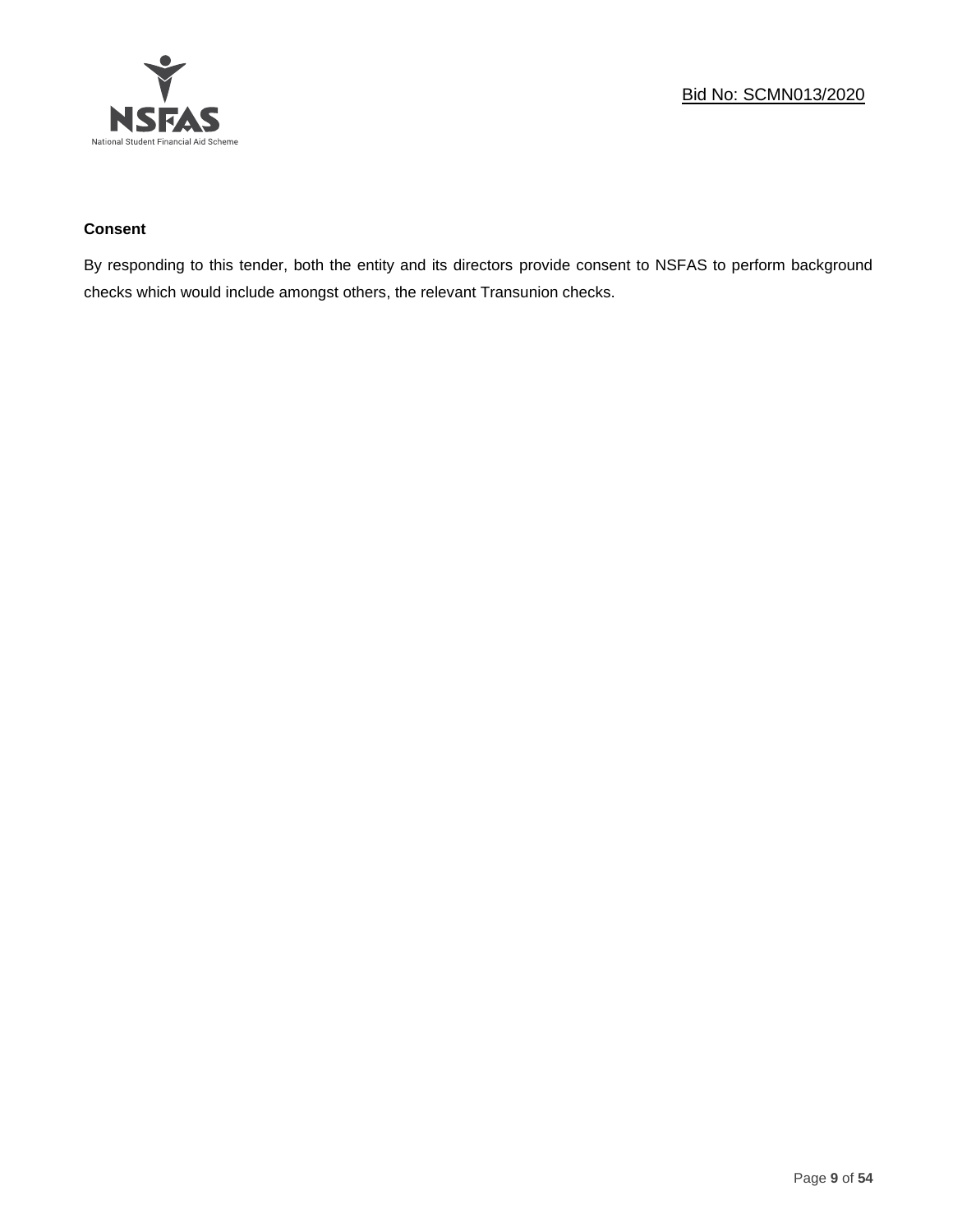**Consent**

By responding to this tender, both the entity and its directors provide consent to NSFAS to perform background checks which would include amongst others, the relevant Transunion checks.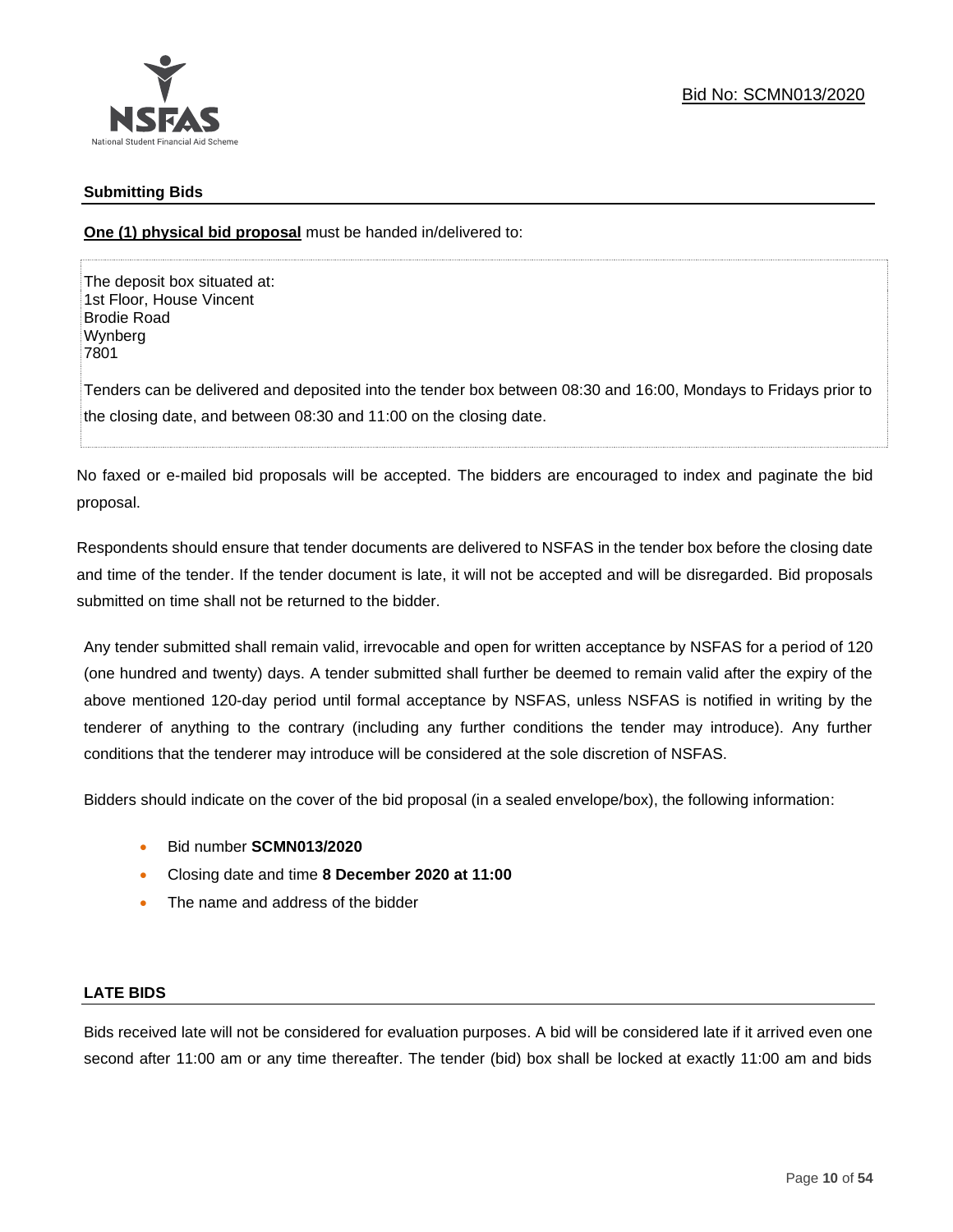### Submitting Bids

**One (1) physical bid proposal** must be handed in/delivered to:

The deposit box situated at:
1st Floor, House Vincent
Brodie Road
Wynberg
7801

Tenders can be delivered and deposited into the tender box between 08:30 and 16:00, Mondays to Fridays prior to the closing date, and between 08:30 and 11:00 on the closing date.

No faxed or e-mailed bid proposals will be accepted. The bidders are encouraged to index and paginate the bid proposal.

Respondents should ensure that tender documents are delivered to NSFAS in the tender box before the closing date and time of the tender. If the tender document is late, it will not be accepted and will be disregarded. Bid proposals submitted on time shall not be returned to the bidder.

Any tender submitted shall remain valid, irrevocable and open for written acceptance by NSFAS for a period of 120 (one hundred and twenty) days. A tender submitted shall further be deemed to remain valid after the expiry of the above mentioned 120-day period until formal acceptance by NSFAS, unless NSFAS is notified in writing by the tenderer of anything to the contrary (including any further conditions the tender may introduce). Any further conditions that the tenderer may introduce will be considered at the sole discretion of NSFAS.

Bidders should indicate on the cover of the bid proposal (in a sealed envelope/box), the following information:

- Bid number **SCMN013/2020**
- Closing date and time **8 December 2020 at 11:00**
- The name and address of the bidder

### LATE BIDS

Bids received late will not be considered for evaluation purposes. A bid will be considered late if it arrived even one second after 11:00 am or any time thereafter. The tender (bid) box shall be locked at exactly 11:00 am and bids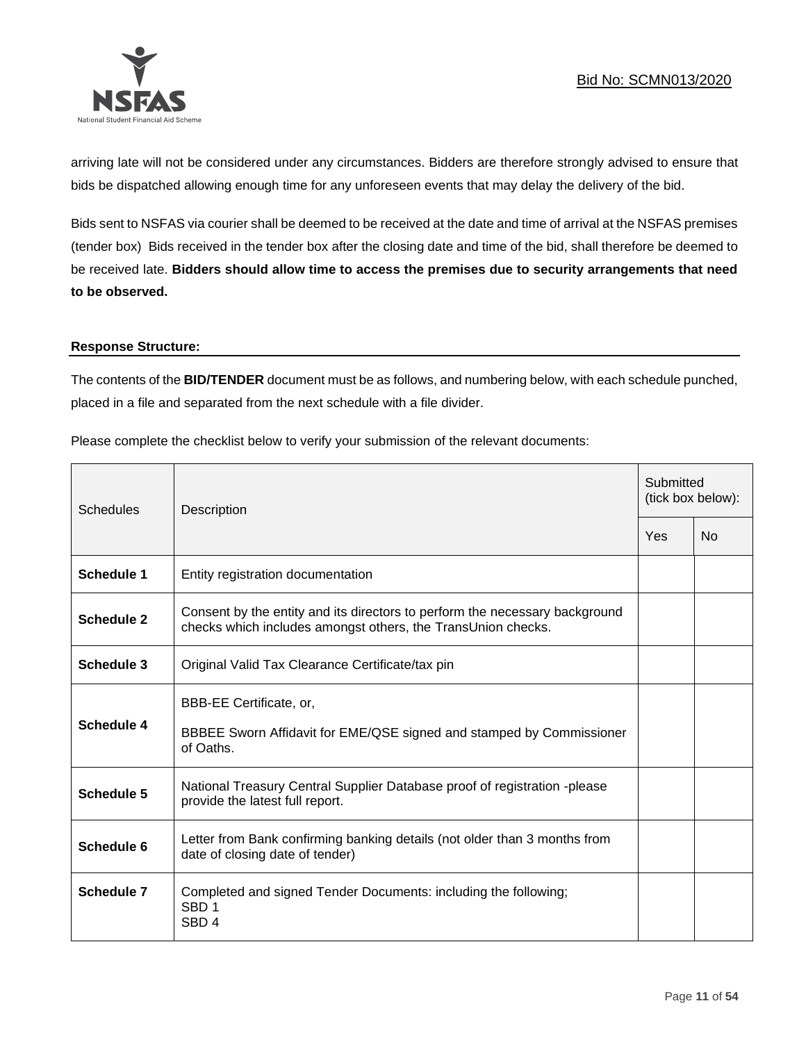arriving late will not be considered under any circumstances. Bidders are therefore strongly advised to ensure that bids be dispatched allowing enough time for any unforeseen events that may delay the delivery of the bid.

Bids sent to NSFAS via courier shall be deemed to be received at the date and time of arrival at the NSFAS premises (tender box) Bids received in the tender box after the closing date and time of the bid, shall therefore be deemed to be received late. **Bidders should allow time to access the premises due to security arrangements that need to be observed.**

**Response Structure:**

The contents of the **BID/TENDER** document must be as follows, and numbering below, with each schedule punched, placed in a file and separated from the next schedule with a file divider.

Please complete the checklist below to verify your submission of the relevant documents:

| Schedules | Description | Submitted (tick box below): | |
|---|---|---|---|
| | | Yes | No |
| **Schedule 1** | Entity registration documentation | | |
| **Schedule 2** | Consent by the entity and its directors to perform the necessary background checks which includes amongst others, the TransUnion checks. | | |
| **Schedule 3** | Original Valid Tax Clearance Certificate/tax pin | | |
| **Schedule 4** | BBB-EE Certificate, or,<br><br>BBBEE Sworn Affidavit for EME/QSE signed and stamped by Commissioner of Oaths. | | |
| **Schedule 5** | National Treasury Central Supplier Database proof of registration -please provide the latest full report. | | |
| **Schedule 6** | Letter from Bank confirming banking details (not older than 3 months from date of closing date of tender) | | |
| **Schedule 7** | Completed and signed Tender Documents: including the following;<br>SBD 1<br>SBD 4 | | |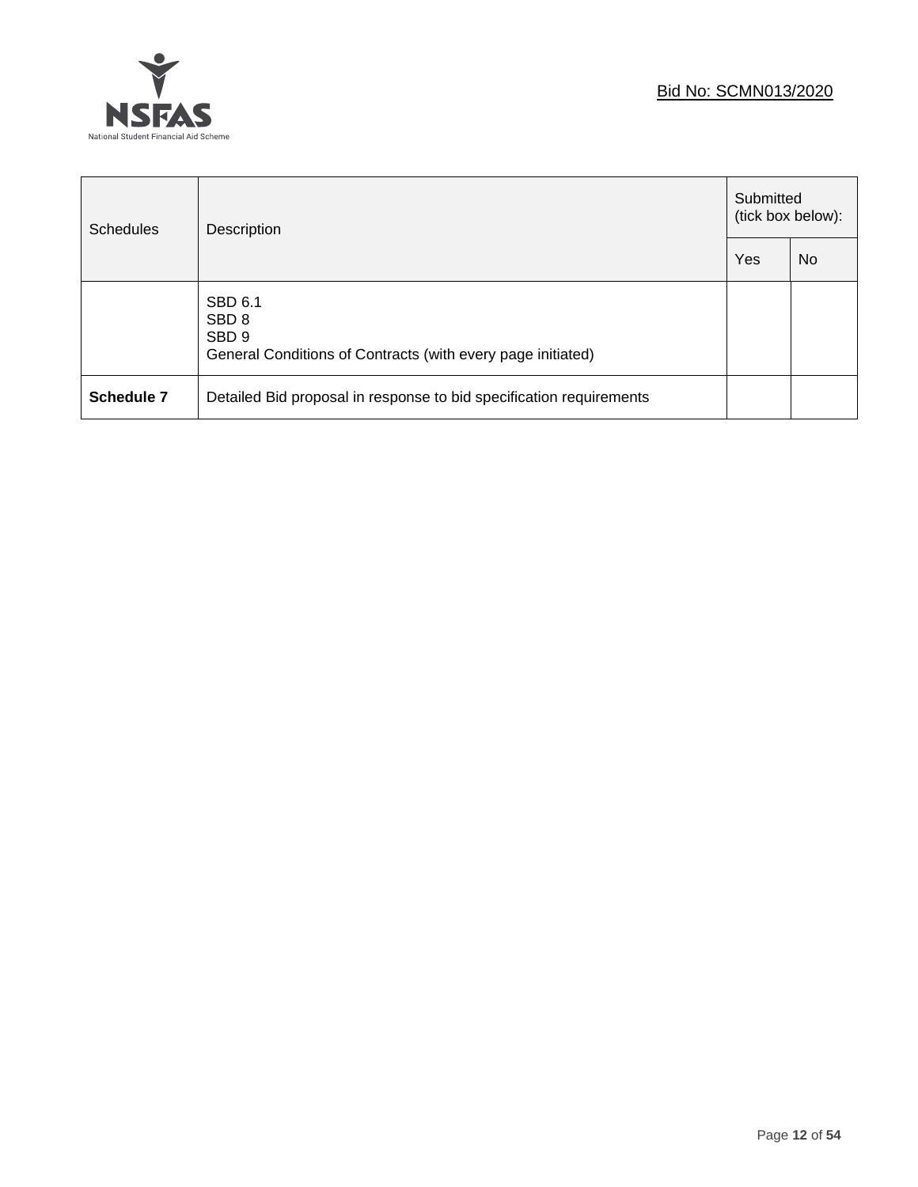| Schedules | Description | Submitted (tick box below): | |
|---|---|---|---|
| | | Yes | No |
| | SBD 6.1<br>SBD 8<br>SBD 9<br>General Conditions of Contracts (with every page initiated) | | |
| **Schedule 7** | Detailed Bid proposal in response to bid specification requirements | | |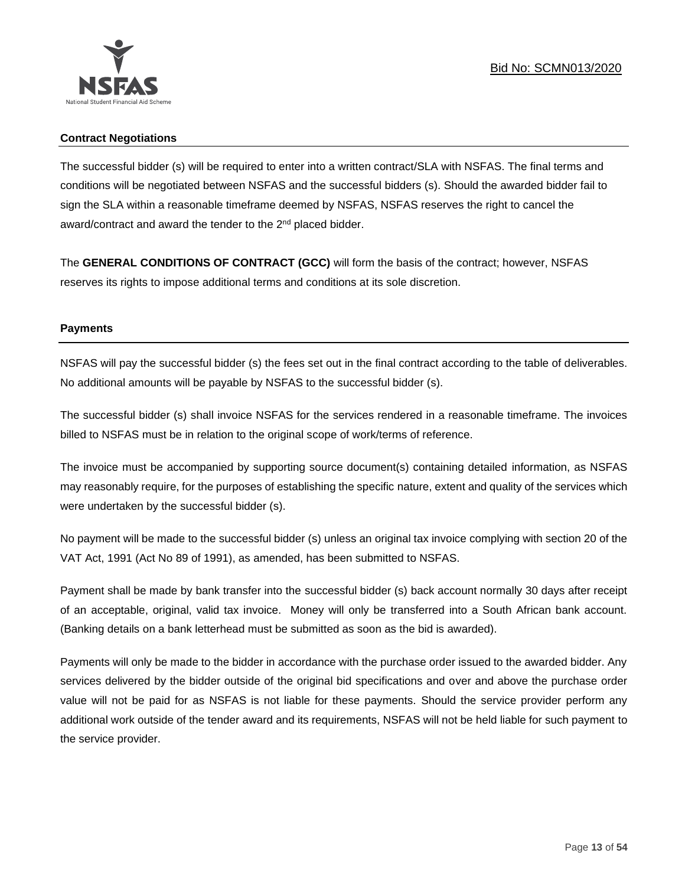### Contract Negotiations

The successful bidder (s) will be required to enter into a written contract/SLA with NSFAS. The final terms and conditions will be negotiated between NSFAS and the successful bidders (s). Should the awarded bidder fail to sign the SLA within a reasonable timeframe deemed by NSFAS, NSFAS reserves the right to cancel the award/contract and award the tender to the 2nd placed bidder.

The **GENERAL CONDITIONS OF CONTRACT (GCC)** will form the basis of the contract; however, NSFAS reserves its rights to impose additional terms and conditions at its sole discretion.

### Payments

NSFAS will pay the successful bidder (s) the fees set out in the final contract according to the table of deliverables. No additional amounts will be payable by NSFAS to the successful bidder (s).

The successful bidder (s) shall invoice NSFAS for the services rendered in a reasonable timeframe. The invoices billed to NSFAS must be in relation to the original scope of work/terms of reference.

The invoice must be accompanied by supporting source document(s) containing detailed information, as NSFAS may reasonably require, for the purposes of establishing the specific nature, extent and quality of the services which were undertaken by the successful bidder (s).

No payment will be made to the successful bidder (s) unless an original tax invoice complying with section 20 of the VAT Act, 1991 (Act No 89 of 1991), as amended, has been submitted to NSFAS.

Payment shall be made by bank transfer into the successful bidder (s) back account normally 30 days after receipt of an acceptable, original, valid tax invoice. Money will only be transferred into a South African bank account. (Banking details on a bank letterhead must be submitted as soon as the bid is awarded).

Payments will only be made to the bidder in accordance with the purchase order issued to the awarded bidder. Any services delivered by the bidder outside of the original bid specifications and over and above the purchase order value will not be paid for as NSFAS is not liable for these payments. Should the service provider perform any additional work outside of the tender award and its requirements, NSFAS will not be held liable for such payment to the service provider.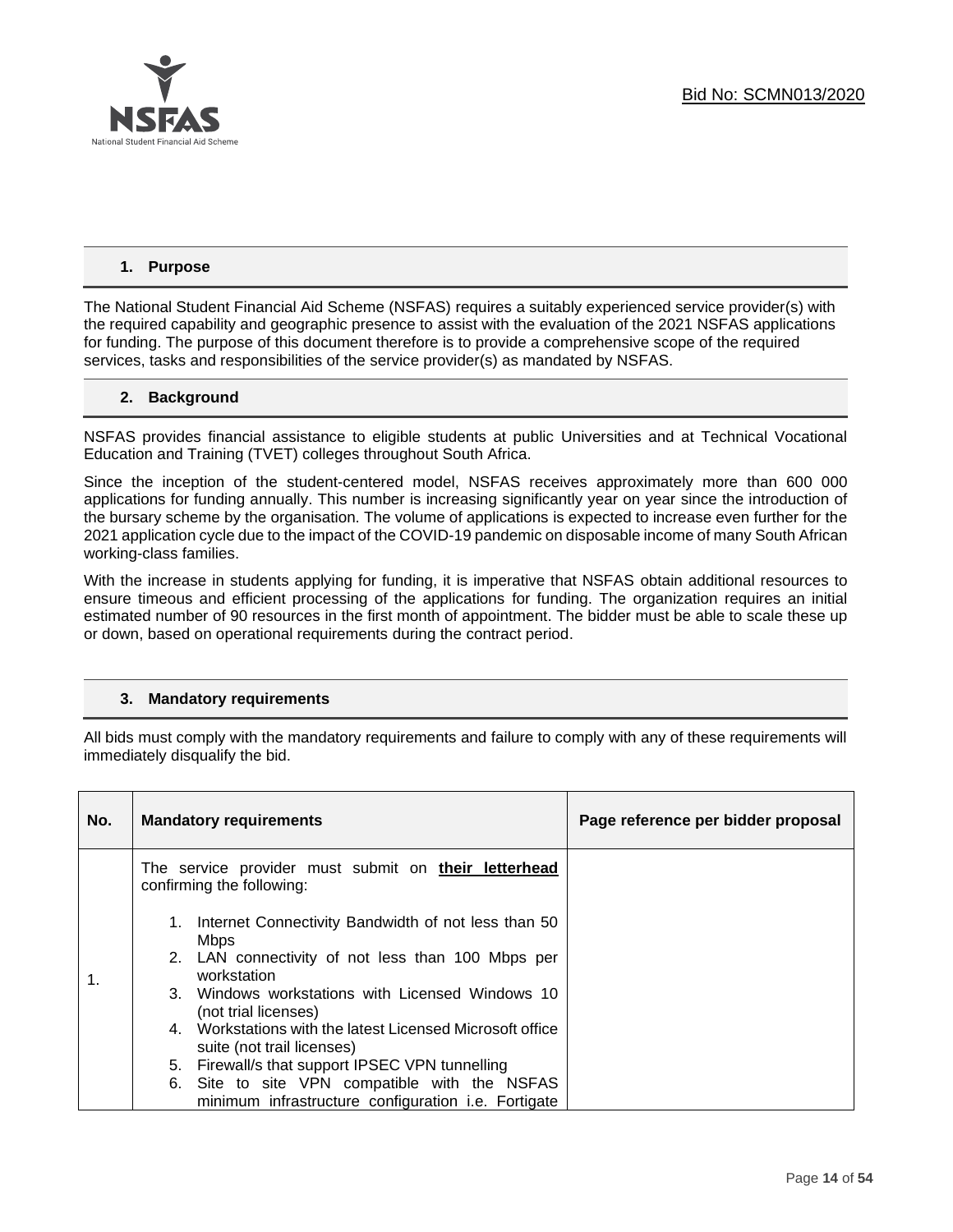## 1. Purpose

The National Student Financial Aid Scheme (NSFAS) requires a suitably experienced service provider(s) with the required capability and geographic presence to assist with the evaluation of the 2021 NSFAS applications for funding. The purpose of this document therefore is to provide a comprehensive scope of the required services, tasks and responsibilities of the service provider(s) as mandated by NSFAS.

## 2. Background

NSFAS provides financial assistance to eligible students at public Universities and at Technical Vocational Education and Training (TVET) colleges throughout South Africa.

Since the inception of the student-centered model, NSFAS receives approximately more than 600 000 applications for funding annually. This number is increasing significantly year on year since the introduction of the bursary scheme by the organisation. The volume of applications is expected to increase even further for the 2021 application cycle due to the impact of the COVID-19 pandemic on disposable income of many South African working-class families.

With the increase in students applying for funding, it is imperative that NSFAS obtain additional resources to ensure timeous and efficient processing of the applications for funding. The organization requires an initial estimated number of 90 resources in the first month of appointment. The bidder must be able to scale these up or down, based on operational requirements during the contract period.

## 3. Mandatory requirements

All bids must comply with the mandatory requirements and failure to comply with any of these requirements will immediately disqualify the bid.

| No. | Mandatory requirements | Page reference per bidder proposal |
|---|---|---|
| 1. | The service provider must submit on **their letterhead** confirming the following:<br><br>1. Internet Connectivity Bandwidth of not less than 50 Mbps<br>2. LAN connectivity of not less than 100 Mbps per workstation<br>3. Windows workstations with Licensed Windows 10 (not trial licenses)<br>4. Workstations with the latest Licensed Microsoft office suite (not trail licenses)<br>5. Firewall/s that support IPSEC VPN tunnelling<br>6. Site to site VPN compatible with the NSFAS minimum infrastructure configuration i.e. Fortigate | |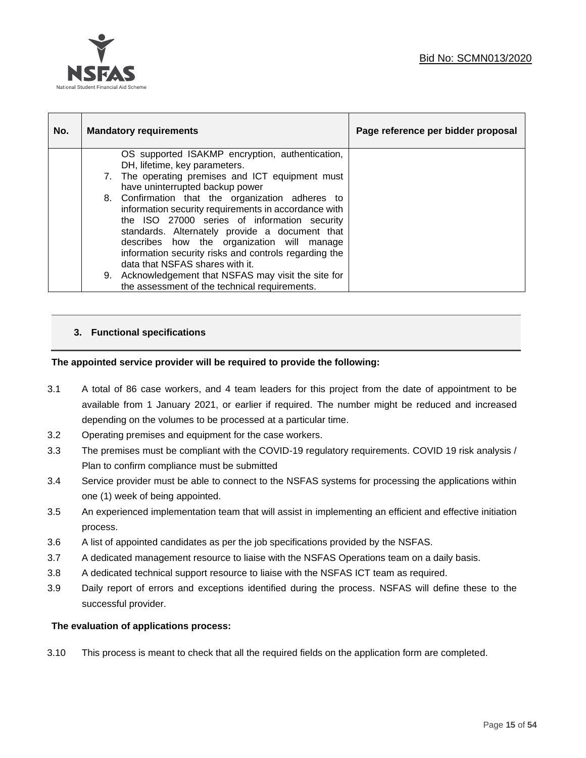| No. | Mandatory requirements | Page reference per bidder proposal |
|---|---|---|
| | OS supported ISAKMP encryption, authentication, DH, lifetime, key parameters.<br>7. The operating premises and ICT equipment must have uninterrupted backup power<br>8. Confirmation that the organization adheres to information security requirements in accordance with the ISO 27000 series of information security standards. Alternately provide a document that describes how the organization will manage information security risks and controls regarding the data that NSFAS shares with it.<br>9. Acknowledgement that NSFAS may visit the site for the assessment of the technical requirements. | |

### 3. Functional specifications

**The appointed service provider will be required to provide the following:**

3.1 A total of 86 case workers, and 4 team leaders for this project from the date of appointment to be available from 1 January 2021, or earlier if required. The number might be reduced and increased depending on the volumes to be processed at a particular time.

3.2 Operating premises and equipment for the case workers.

3.3 The premises must be compliant with the COVID-19 regulatory requirements. COVID 19 risk analysis / Plan to confirm compliance must be submitted

3.4 Service provider must be able to connect to the NSFAS systems for processing the applications within one (1) week of being appointed.

3.5 An experienced implementation team that will assist in implementing an efficient and effective initiation process.

3.6 A list of appointed candidates as per the job specifications provided by the NSFAS.

3.7 A dedicated management resource to liaise with the NSFAS Operations team on a daily basis.

3.8 A dedicated technical support resource to liaise with the NSFAS ICT team as required.

3.9 Daily report of errors and exceptions identified during the process. NSFAS will define these to the successful provider.

**The evaluation of applications process:**

3.10 This process is meant to check that all the required fields on the application form are completed.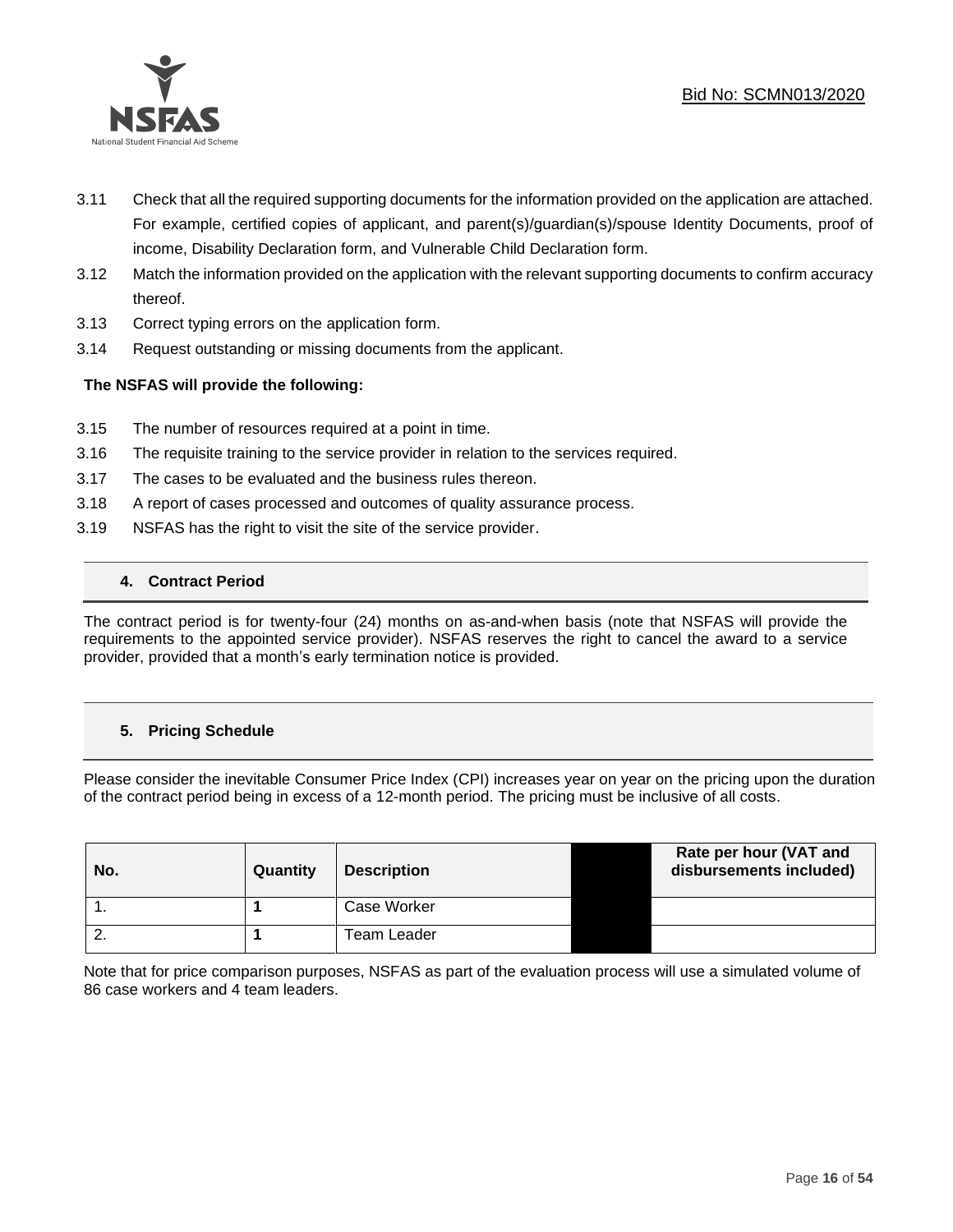3.11 Check that all the required supporting documents for the information provided on the application are attached. For example, certified copies of applicant, and parent(s)/guardian(s)/spouse Identity Documents, proof of income, Disability Declaration form, and Vulnerable Child Declaration form.

3.12 Match the information provided on the application with the relevant supporting documents to confirm accuracy thereof.

3.13 Correct typing errors on the application form.

3.14 Request outstanding or missing documents from the applicant.

**The NSFAS will provide the following:**

3.15 The number of resources required at a point in time.

3.16 The requisite training to the service provider in relation to the services required.

3.17 The cases to be evaluated and the business rules thereon.

3.18 A report of cases processed and outcomes of quality assurance process.

3.19 NSFAS has the right to visit the site of the service provider.

## 4. Contract Period

The contract period is for twenty-four (24) months on as-and-when basis (note that NSFAS will provide the requirements to the appointed service provider). NSFAS reserves the right to cancel the award to a service provider, provided that a month's early termination notice is provided.

## 5. Pricing Schedule

Please consider the inevitable Consumer Price Index (CPI) increases year on year on the pricing upon the duration of the contract period being in excess of a 12-month period. The pricing must be inclusive of all costs.

| No. | Quantity | Description | | Rate per hour (VAT and disbursements included) |
|---|---|---|---|---|
| 1. | **1** | Case Worker | | |
| 2. | **1** | Team Leader | | |

Note that for price comparison purposes, NSFAS as part of the evaluation process will use a simulated volume of 86 case workers and 4 team leaders.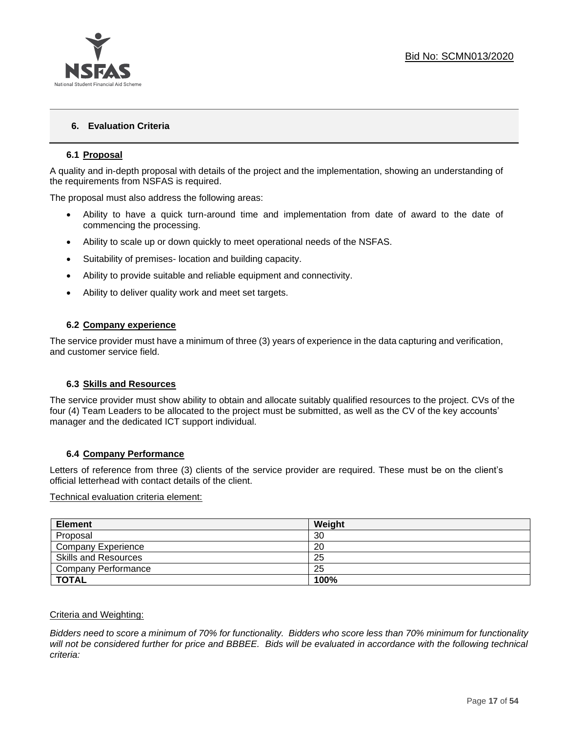## 6. Evaluation Criteria

### 6.1 Proposal

A quality and in-depth proposal with details of the project and the implementation, showing an understanding of the requirements from NSFAS is required.

The proposal must also address the following areas:

- Ability to have a quick turn-around time and implementation from date of award to the date of commencing the processing.
- Ability to scale up or down quickly to meet operational needs of the NSFAS.
- Suitability of premises- location and building capacity.
- Ability to provide suitable and reliable equipment and connectivity.
- Ability to deliver quality work and meet set targets.

### 6.2 Company experience

The service provider must have a minimum of three (3) years of experience in the data capturing and verification, and customer service field.

### 6.3 Skills and Resources

The service provider must show ability to obtain and allocate suitably qualified resources to the project. CVs of the four (4) Team Leaders to be allocated to the project must be submitted, as well as the CV of the key accounts' manager and the dedicated ICT support individual.

### 6.4 Company Performance

Letters of reference from three (3) clients of the service provider are required. These must be on the client's official letterhead with contact details of the client.

Technical evaluation criteria element:

| **Element** | **Weight** |
|---|---|
| Proposal | 30 |
| Company Experience | 20 |
| Skills and Resources | 25 |
| Company Performance | 25 |
| **TOTAL** | **100%** |

Criteria and Weighting:

*Bidders need to score a minimum of 70% for functionality. Bidders who score less than 70% minimum for functionality will not be considered further for price and BBBEE. Bids will be evaluated in accordance with the following technical criteria:*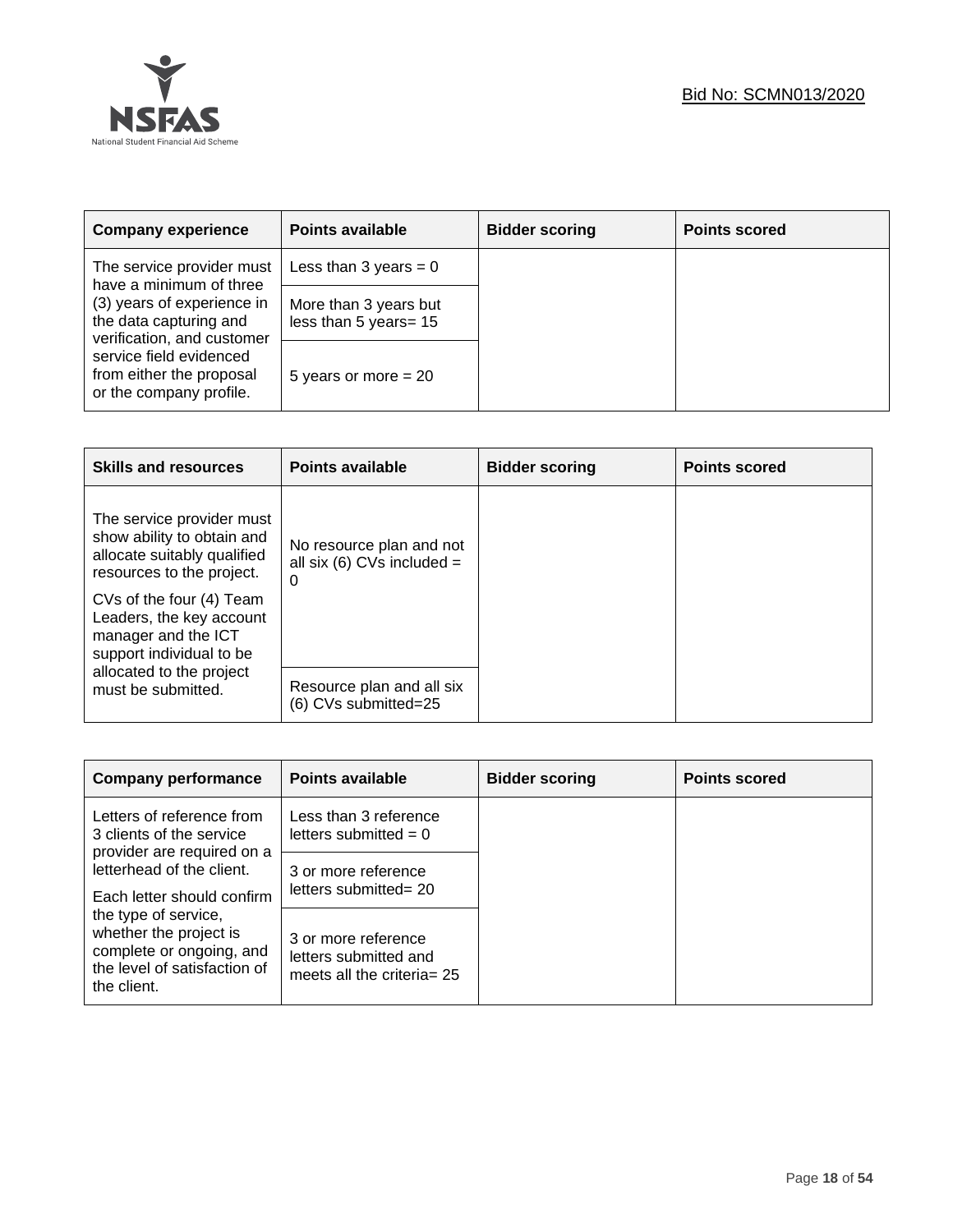| Company experience | Points available | Bidder scoring | Points scored |
|---|---|---|---|
| The service provider must have a minimum of three (3) years of experience in the data capturing and verification, and customer service field evidenced from either the proposal or the company profile. | Less than 3 years = 0 | | |
| | More than 3 years but less than 5 years= 15 | | |
| | 5 years or more = 20 | | |

| Skills and resources | Points available | Bidder scoring | Points scored |
|---|---|---|---|
| The service provider must show ability to obtain and allocate suitably qualified resources to the project.<br>CVs of the four (4) Team Leaders, the key account manager and the ICT support individual to be allocated to the project must be submitted. | No resource plan and not all six (6) CVs included = 0 | | |
| | Resource plan and all six (6) CVs submitted=25 | | |

| Company performance | Points available | Bidder scoring | Points scored |
|---|---|---|---|
| Letters of reference from 3 clients of the service provider are required on a letterhead of the client.<br>Each letter should confirm the type of service, whether the project is complete or ongoing, and the level of satisfaction of the client. | Less than 3 reference letters submitted = 0 | | |
| | 3 or more reference letters submitted= 20 | | |
| | 3 or more reference letters submitted and meets all the criteria= 25 | | |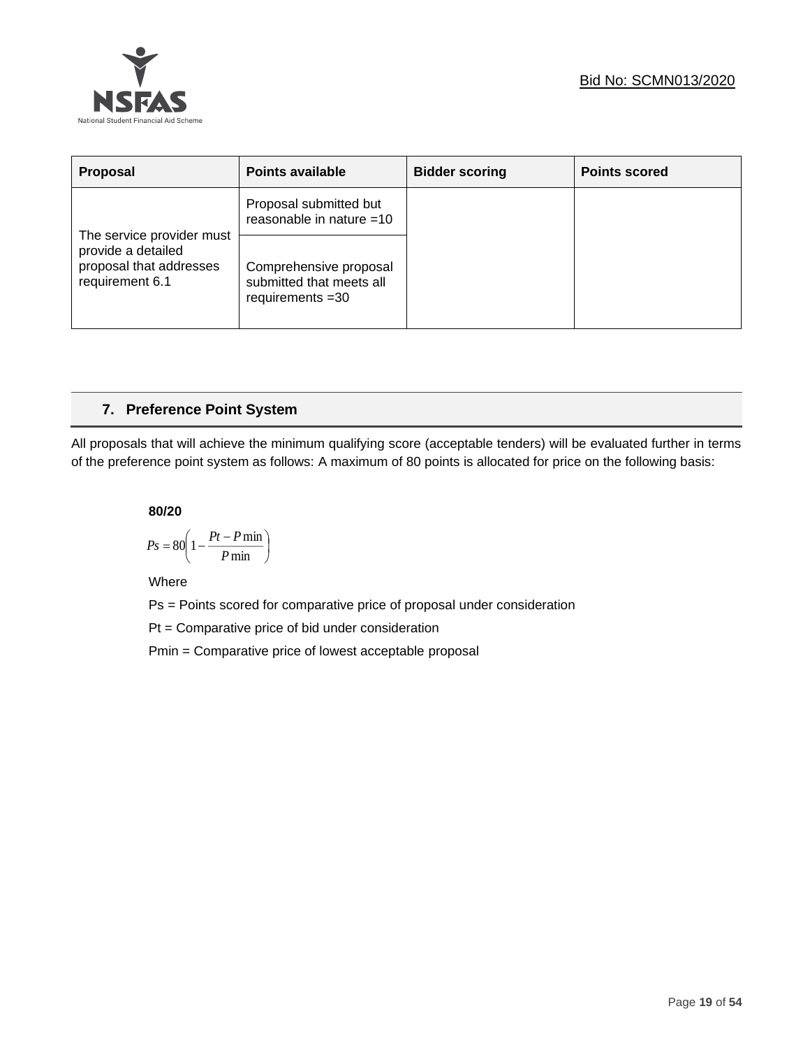| Proposal | Points available | Bidder scoring | Points scored |
|---|---|---|---|
| The service provider must provide a detailed proposal that addresses requirement 6.1 | Proposal submitted but reasonable in nature =10 | | |
| | Comprehensive proposal submitted that meets all requirements =30 | | |

## 7. Preference Point System

All proposals that will achieve the minimum qualifying score (acceptable tenders) will be evaluated further in terms of the preference point system as follows: A maximum of 80 points is allocated for price on the following basis:

**80/20**

$$Ps = 80\left(1 - \frac{Pt - P\min}{P\min}\right)$$

Where

Ps = Points scored for comparative price of proposal under consideration

Pt = Comparative price of bid under consideration

Pmin = Comparative price of lowest acceptable proposal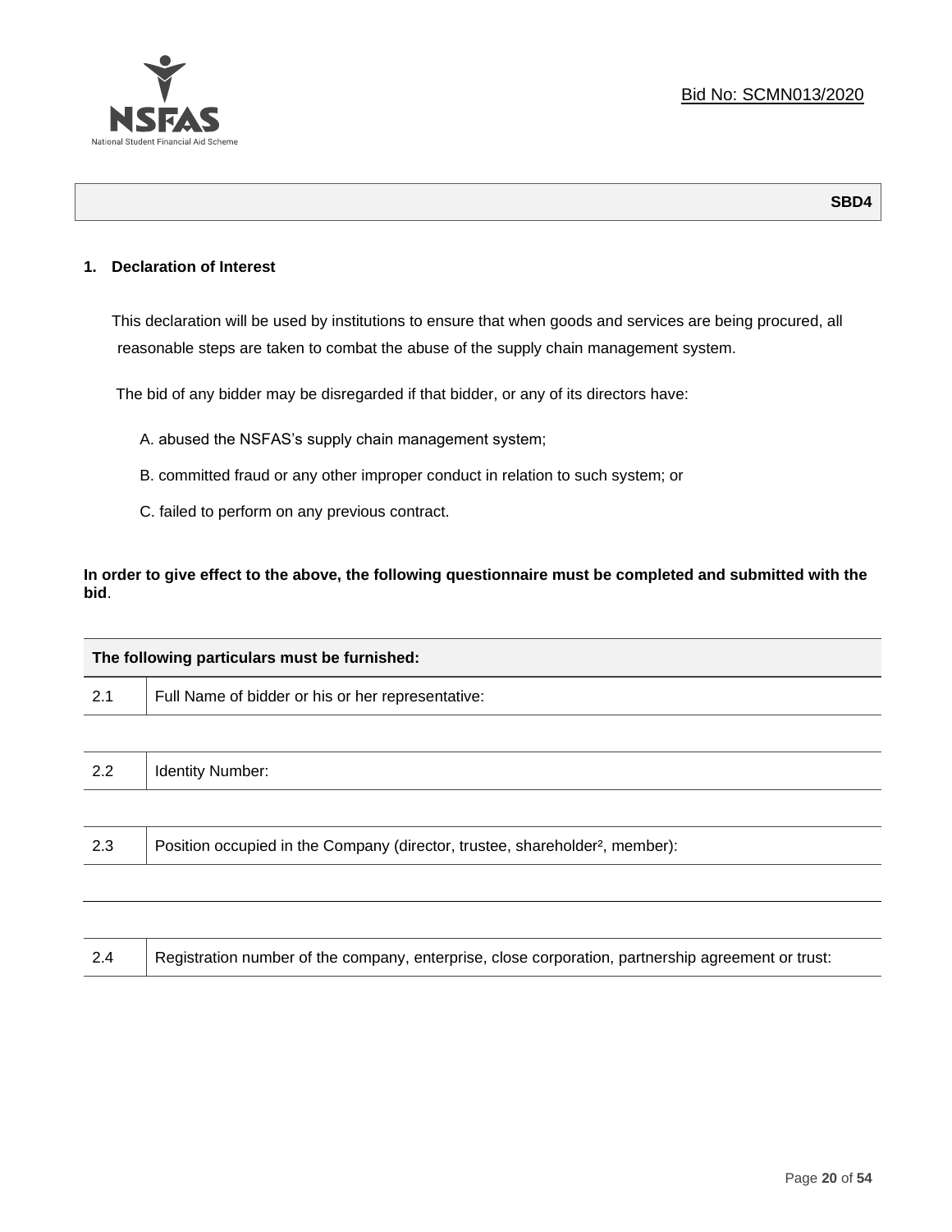Bid No: SCMN013/2020

**SBD4**

## 1. Declaration of Interest

This declaration will be used by institutions to ensure that when goods and services are being procured, all reasonable steps are taken to combat the abuse of the supply chain management system.

The bid of any bidder may be disregarded if that bidder, or any of its directors have:

A. abused the NSFAS's supply chain management system;

B. committed fraud or any other improper conduct in relation to such system; or

C. failed to perform on any previous contract.

**In order to give effect to the above, the following questionnaire must be completed and submitted with the bid**.

| The following particulars must be furnished: | |
|---|---|
| 2.1 | Full Name of bidder or his or her representative: |
| | |
| 2.2 | Identity Number: |
| | |
| 2.3 | Position occupied in the Company (director, trustee, shareholder², member): |
| | |
| | |
| 2.4 | Registration number of the company, enterprise, close corporation, partnership agreement or trust: |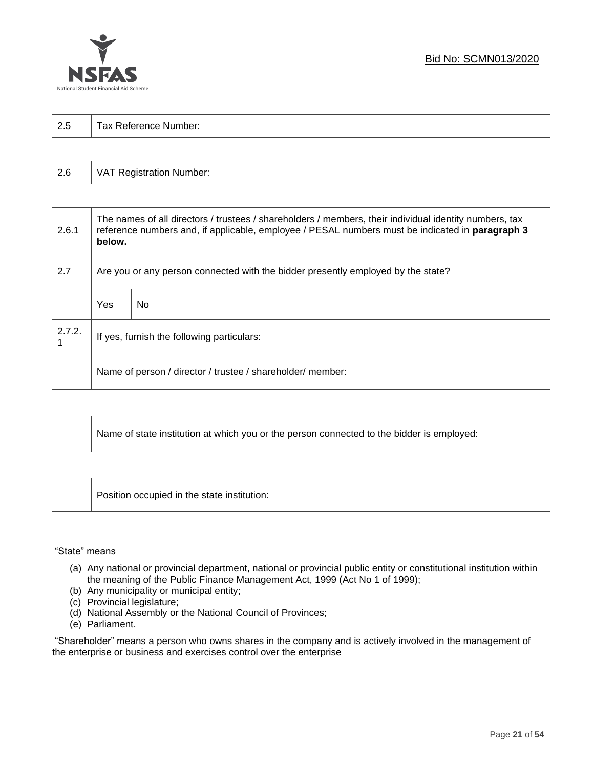| 2.5 | Tax Reference Number: |
|---|---|

| 2.6 | VAT Registration Number: |
|---|---|

| | | | |
|---|---|---|---|
| 2.6.1 | The names of all directors / trustees / shareholders / members, their individual identity numbers, tax reference numbers and, if applicable, employee / PESAL numbers must be indicated in **paragraph 3 below.** | | |
| 2.7 | Are you or any person connected with the bidder presently employed by the state? | | |
| | Yes | No | |
| 2.7.2.1 | If yes, furnish the following particulars: | | |
| | Name of person / director / trustee / shareholder/ member: | | |

| | |
|---|---|
| | Name of state institution at which you or the person connected to the bidder is employed: |

| | |
|---|---|
| | Position occupied in the state institution: |

"State" means

(a) Any national or provincial department, national or provincial public entity or constitutional institution within the meaning of the Public Finance Management Act, 1999 (Act No 1 of 1999);
(b) Any municipality or municipal entity;
(c) Provincial legislature;
(d) National Assembly or the National Council of Provinces;
(e) Parliament.

"Shareholder" means a person who owns shares in the company and is actively involved in the management of the enterprise or business and exercises control over the enterprise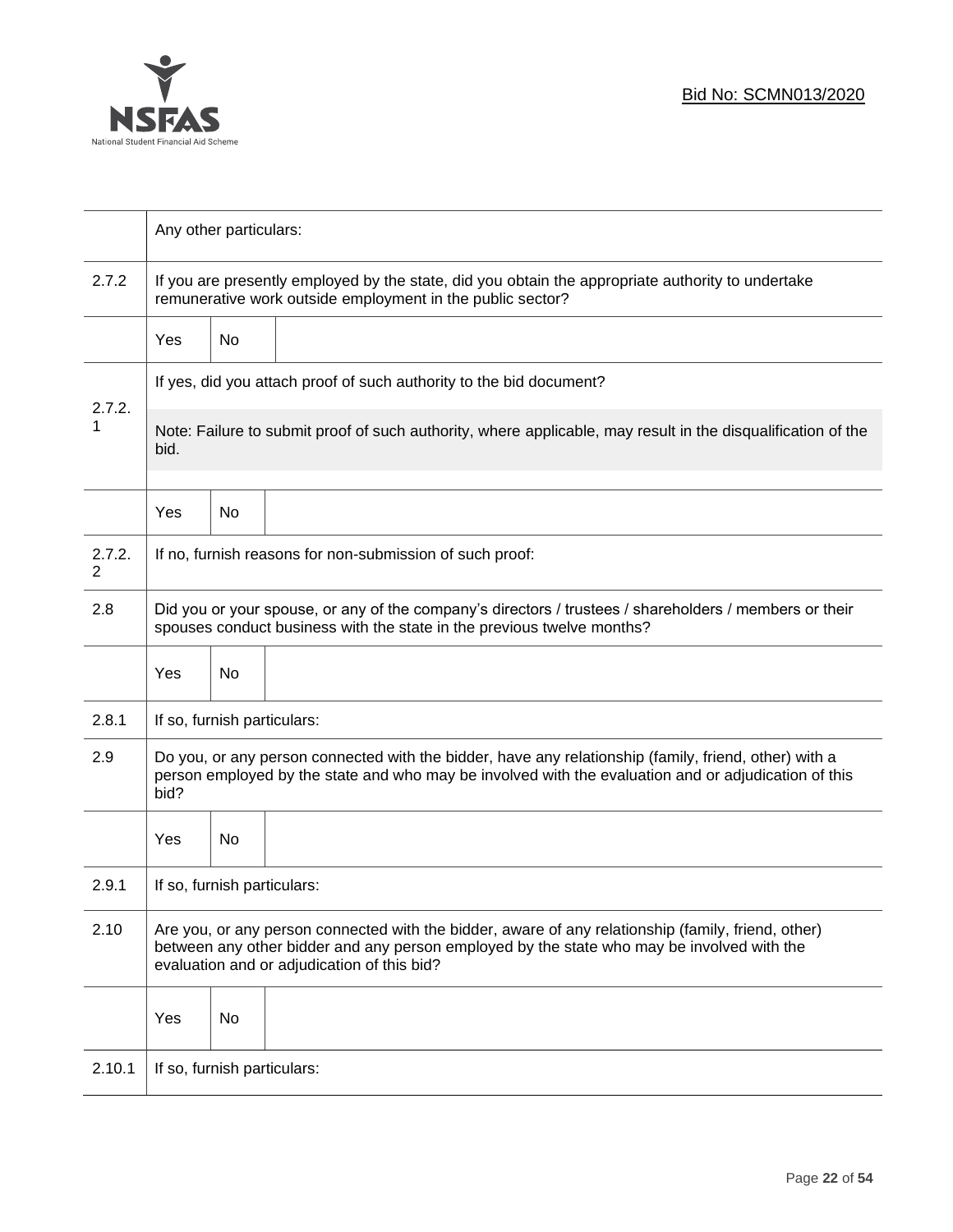| | | | |
|---|---|---|---|
| | Any other particulars: | | |
| 2.7.2 | If you are presently employed by the state, did you obtain the appropriate authority to undertake remunerative work outside employment in the public sector? | | |
| | Yes | No | |
| 2.7.2.1 | If yes, did you attach proof of such authority to the bid document? Note: Failure to submit proof of such authority, where applicable, may result in the disqualification of the bid. | | |
| | Yes | No | |
| 2.7.2.2 | If no, furnish reasons for non-submission of such proof: | | |
| 2.8 | Did you or your spouse, or any of the company's directors / trustees / shareholders / members or their spouses conduct business with the state in the previous twelve months? | | |
| | Yes | No | |
| 2.8.1 | If so, furnish particulars: | | |
| 2.9 | Do you, or any person connected with the bidder, have any relationship (family, friend, other) with a person employed by the state and who may be involved with the evaluation and or adjudication of this bid? | | |
| | Yes | No | |
| 2.9.1 | If so, furnish particulars: | | |
| 2.10 | Are you, or any person connected with the bidder, aware of any relationship (family, friend, other) between any other bidder and any person employed by the state who may be involved with the evaluation and or adjudication of this bid? | | |
| | Yes | No | |
| 2.10.1 | If so, furnish particulars: | | |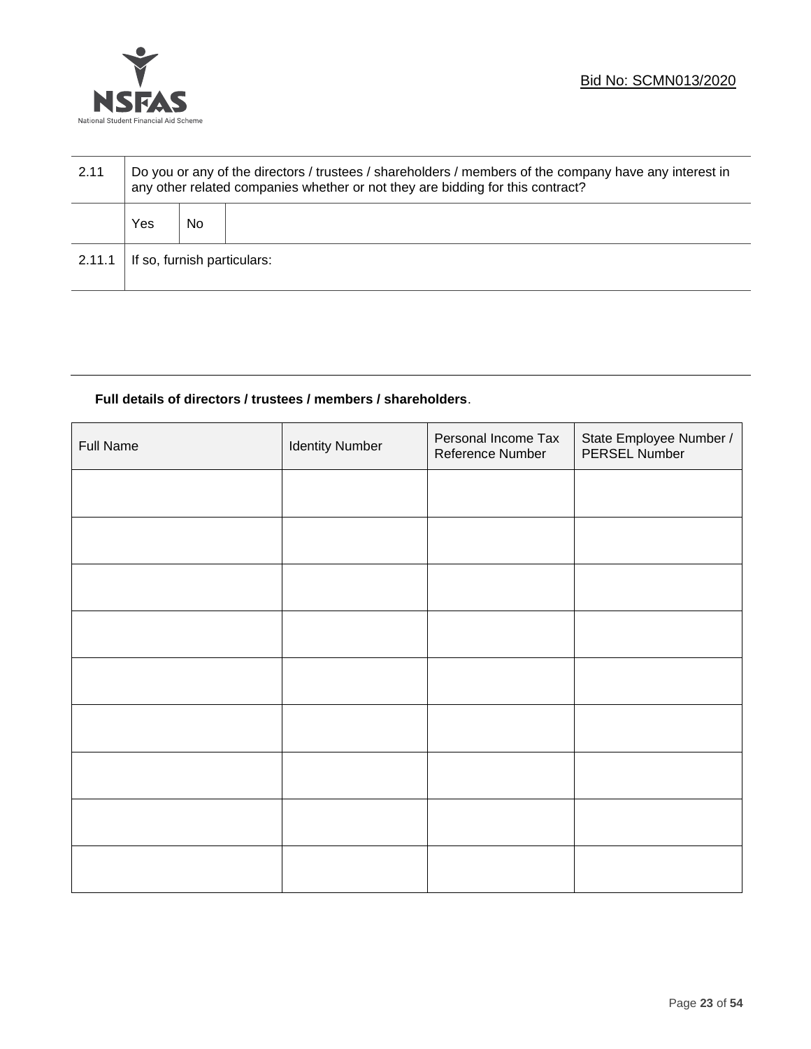| 2.11 | Do you or any of the directors / trustees / shareholders / members of the company have any interest in any other related companies whether or not they are bidding for this contract? | | |
|---|---|---|---|
| | Yes | No | |
| 2.11.1 | If so, furnish particulars: | | |

**Full details of directors / trustees / members / shareholders**.

| Full Name | Identity Number | Personal Income Tax Reference Number | State Employee Number / PERSEL Number |
|---|---|---|---|
| | | | |
| | | | |
| | | | |
| | | | |
| | | | |
| | | | |
| | | | |
| | | | |
| | | | |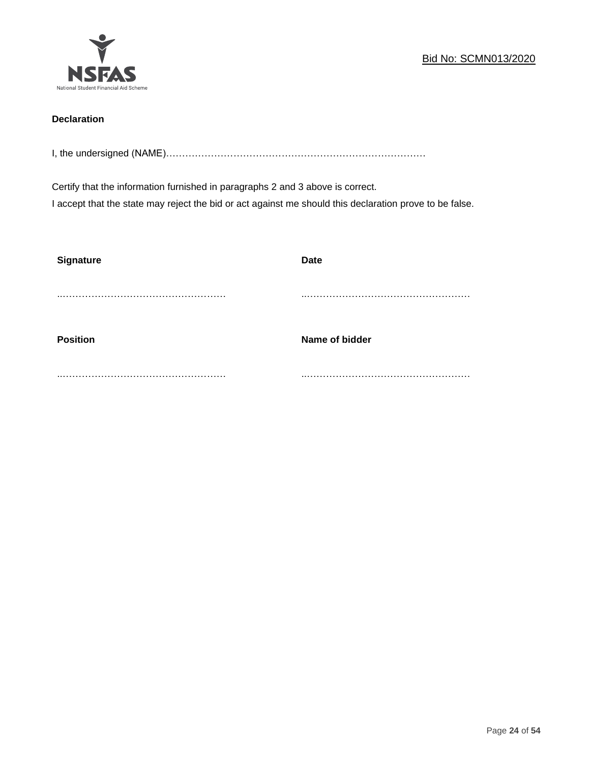**Declaration**

I, the undersigned (NAME)…………………………………………………………………………

Certify that the information furnished in paragraphs 2 and 3 above is correct.
I accept that the state may reject the bid or act against me should this declaration prove to be false.

| **Signature** | **Date** |
|---|---|
| ..…………………………………………… | ..…………………………………………… |
| **Position** | **Name of bidder** |
| ..…………………………………………… | ..…………………………………………… |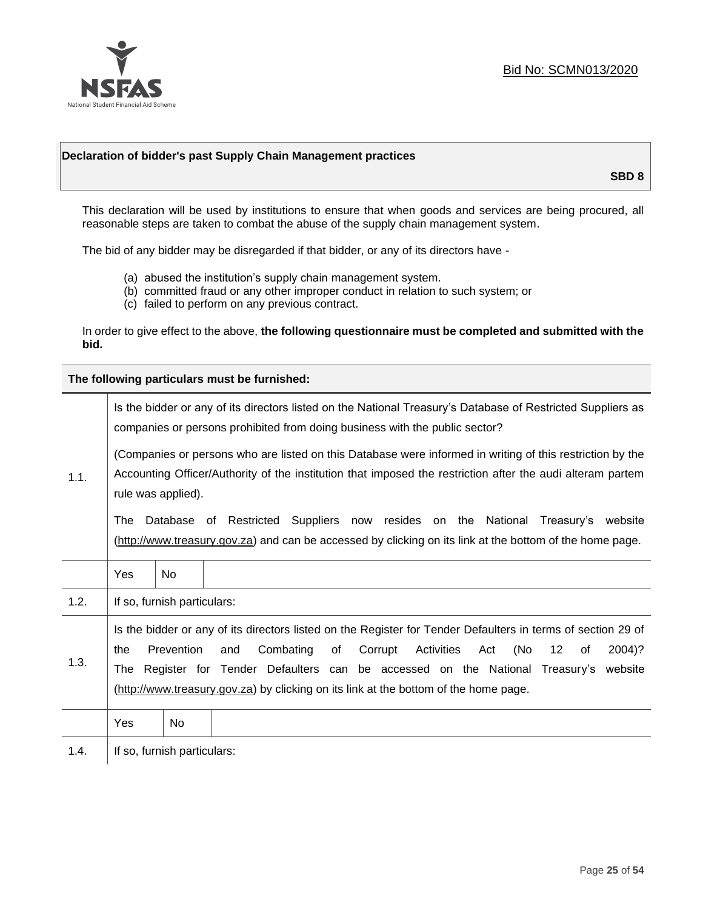Bid No: SCMN013/2020

| **Declaration of bidder's past Supply Chain Management practices** |
|---|
| **SBD 8** |

This declaration will be used by institutions to ensure that when goods and services are being procured, all reasonable steps are taken to combat the abuse of the supply chain management system.

The bid of any bidder may be disregarded if that bidder, or any of its directors have -

(a) abused the institution's supply chain management system.
(b) committed fraud or any other improper conduct in relation to such system; or
(c) failed to perform on any previous contract.

In order to give effect to the above, **the following questionnaire must be completed and submitted with the bid.**

| **The following particulars must be furnished:** | | | |
|---|---|---|---|
| 1.1. | Is the bidder or any of its directors listed on the National Treasury's Database of Restricted Suppliers as companies or persons prohibited from doing business with the public sector?<br><br>(Companies or persons who are listed on this Database were informed in writing of this restriction by the Accounting Officer/Authority of the institution that imposed the restriction after the audi alteram partem rule was applied).<br><br>The Database of Restricted Suppliers now resides on the National Treasury's website (http://www.treasury.gov.za) and can be accessed by clicking on its link at the bottom of the home page. | | |
| | Yes | No | |
| 1.2. | If so, furnish particulars: | | |
| 1.3. | Is the bidder or any of its directors listed on the Register for Tender Defaulters in terms of section 29 of the Prevention and Combating of Corrupt Activities Act (No 12 of 2004)? The Register for Tender Defaulters can be accessed on the National Treasury's website (http://www.treasury.gov.za) by clicking on its link at the bottom of the home page. | | |
| | Yes | No | |
| 1.4. | If so, furnish particulars: | | |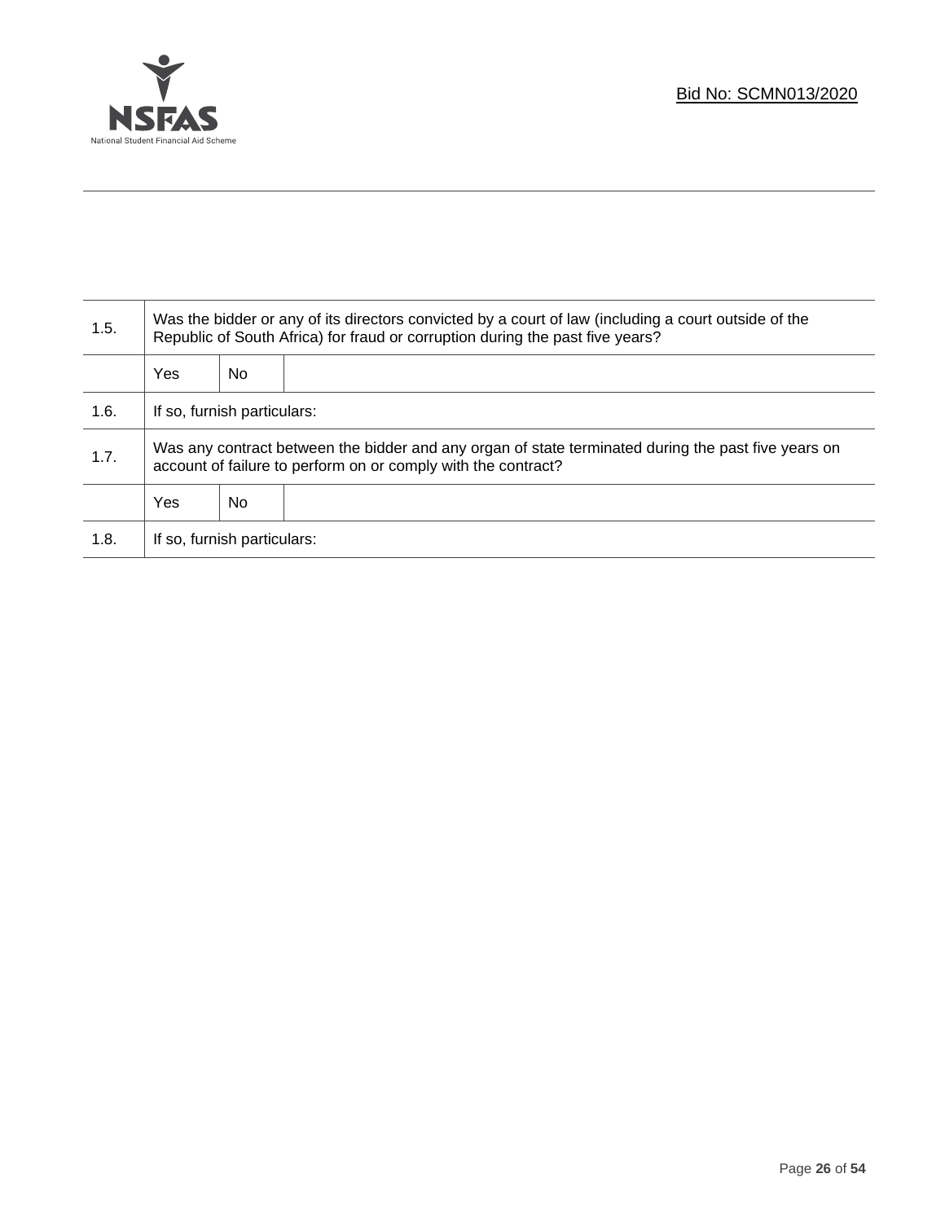| | | | |
|---|---|---|---|
| 1.5. | Was the bidder or any of its directors convicted by a court of law (including a court outside of the Republic of South Africa) for fraud or corruption during the past five years? | | |
| | Yes | No | |
| 1.6. | If so, furnish particulars: | | |
| 1.7. | Was any contract between the bidder and any organ of state terminated during the past five years on account of failure to perform on or comply with the contract? | | |
| | Yes | No | |
| 1.8. | If so, furnish particulars: | | |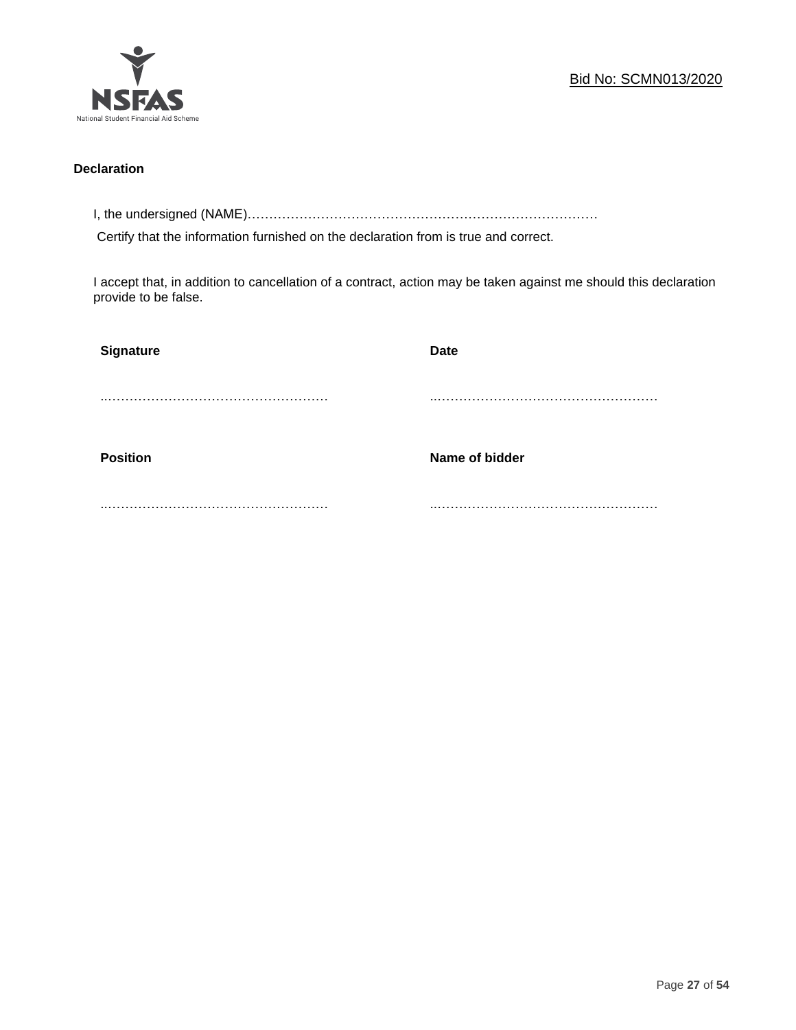Bid No: SCMN013/2020

**Declaration**

I, the undersigned (NAME)……………………………………………………………………………

Certify that the information furnished on the declaration from is true and correct.

I accept that, in addition to cancellation of a contract, action may be taken against me should this declaration provide to be false.

| **Signature** | **Date** |
|---|---|
| ……………………………………………… | ……………………………………………… |
| **Position** | **Name of bidder** |
| ……………………………………………… | ……………………………………………… |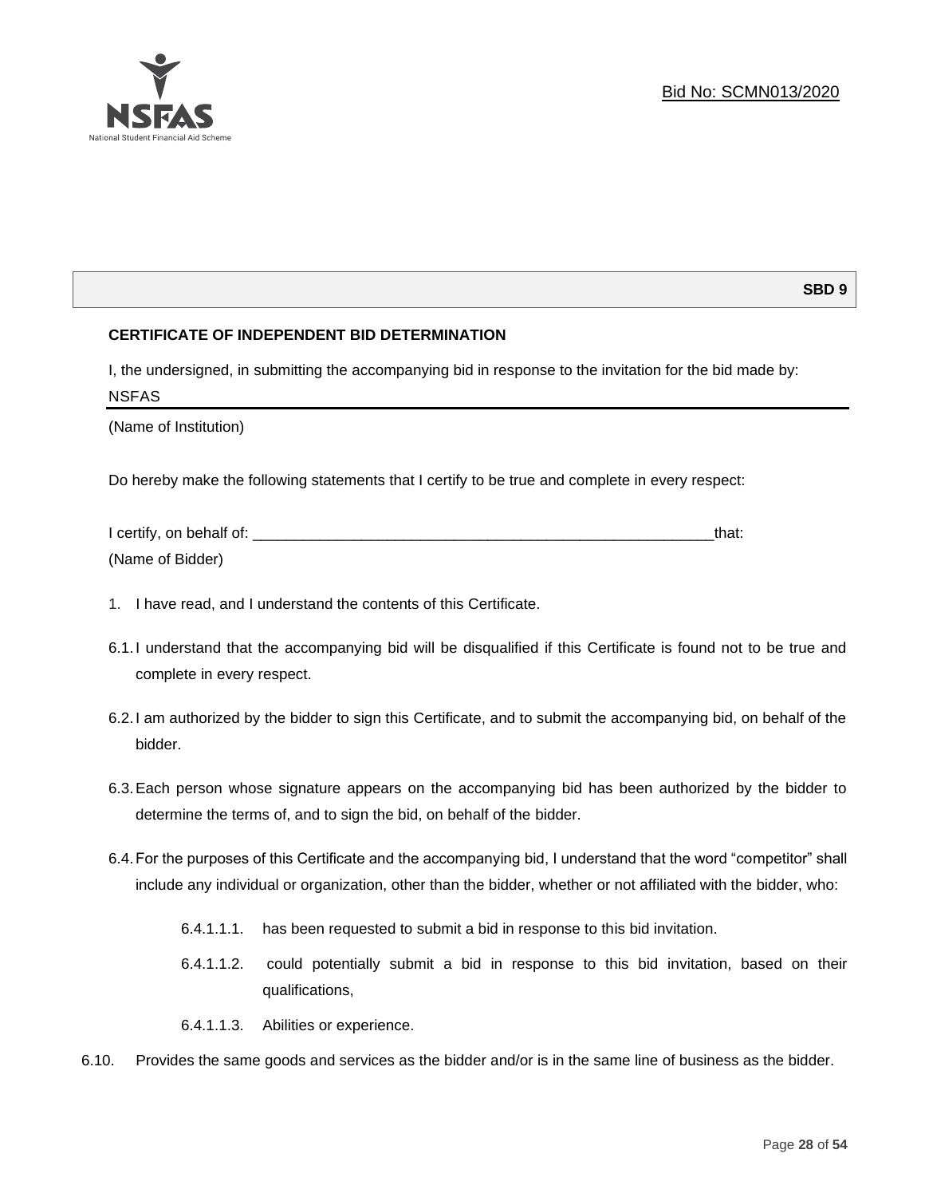**SBD 9**

**CERTIFICATE OF INDEPENDENT BID DETERMINATION**

I, the undersigned, in submitting the accompanying bid in response to the invitation for the bid made by:

NSFAS

(Name of Institution)

Do hereby make the following statements that I certify to be true and complete in every respect:

I certify, on behalf of: ___________________________________________________________that:

(Name of Bidder)

1. I have read, and I understand the contents of this Certificate.

6.1. I understand that the accompanying bid will be disqualified if this Certificate is found not to be true and complete in every respect.

6.2. I am authorized by the bidder to sign this Certificate, and to submit the accompanying bid, on behalf of the bidder.

6.3. Each person whose signature appears on the accompanying bid has been authorized by the bidder to determine the terms of, and to sign the bid, on behalf of the bidder.

6.4. For the purposes of this Certificate and the accompanying bid, I understand that the word "competitor" shall include any individual or organization, other than the bidder, whether or not affiliated with the bidder, who:

6.4.1.1.1. has been requested to submit a bid in response to this bid invitation.

6.4.1.1.2. could potentially submit a bid in response to this bid invitation, based on their qualifications,

6.4.1.1.3. Abilities or experience.

6.10. Provides the same goods and services as the bidder and/or is in the same line of business as the bidder.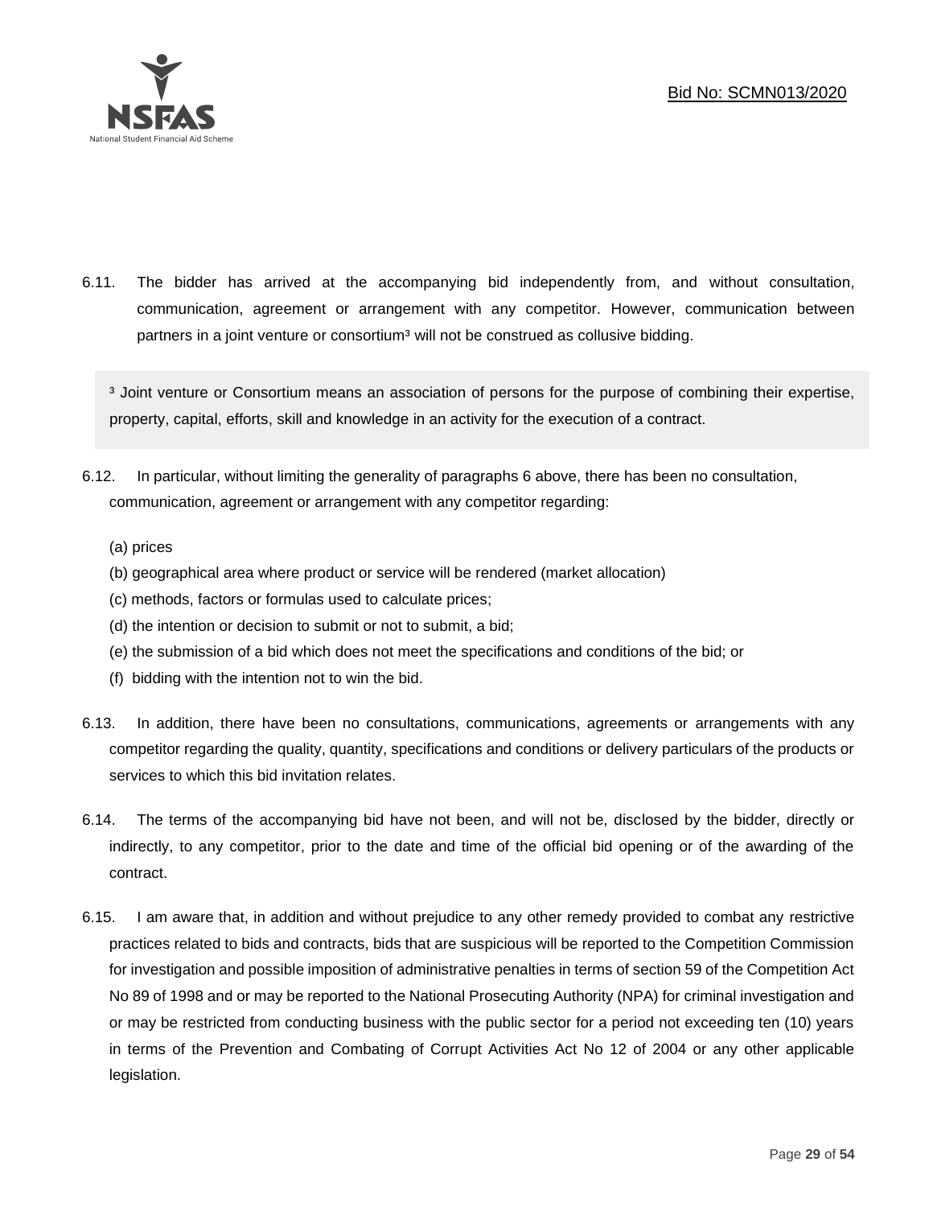6.11. The bidder has arrived at the accompanying bid independently from, and without consultation, communication, agreement or arrangement with any competitor. However, communication between partners in a joint venture or consortium[3] will not be construed as collusive bidding.

> [3] Joint venture or Consortium means an association of persons for the purpose of combining their expertise, property, capital, efforts, skill and knowledge in an activity for the execution of a contract.

6.12. In particular, without limiting the generality of paragraphs 6 above, there has been no consultation, communication, agreement or arrangement with any competitor regarding:

(a) prices
(b) geographical area where product or service will be rendered (market allocation)
(c) methods, factors or formulas used to calculate prices;
(d) the intention or decision to submit or not to submit, a bid;
(e) the submission of a bid which does not meet the specifications and conditions of the bid; or
(f) bidding with the intention not to win the bid.

6.13. In addition, there have been no consultations, communications, agreements or arrangements with any competitor regarding the quality, quantity, specifications and conditions or delivery particulars of the products or services to which this bid invitation relates.

6.14. The terms of the accompanying bid have not been, and will not be, disclosed by the bidder, directly or indirectly, to any competitor, prior to the date and time of the official bid opening or of the awarding of the contract.

6.15. I am aware that, in addition and without prejudice to any other remedy provided to combat any restrictive practices related to bids and contracts, bids that are suspicious will be reported to the Competition Commission for investigation and possible imposition of administrative penalties in terms of section 59 of the Competition Act No 89 of 1998 and or may be reported to the National Prosecuting Authority (NPA) for criminal investigation and or may be restricted from conducting business with the public sector for a period not exceeding ten (10) years in terms of the Prevention and Combating of Corrupt Activities Act No 12 of 2004 or any other applicable legislation.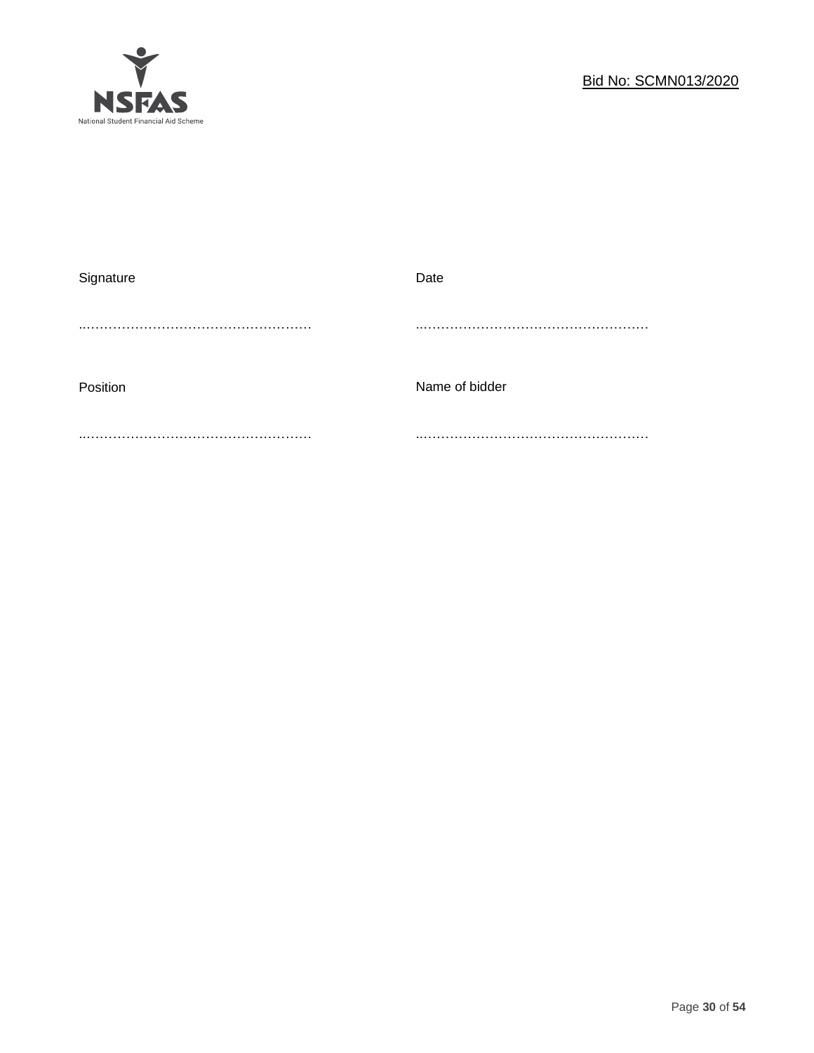| Signature | Date |
|---|---|
| …………………………………………… | …………………………………………… |
| Position | Name of bidder |
| …………………………………………… | …………………………………………… |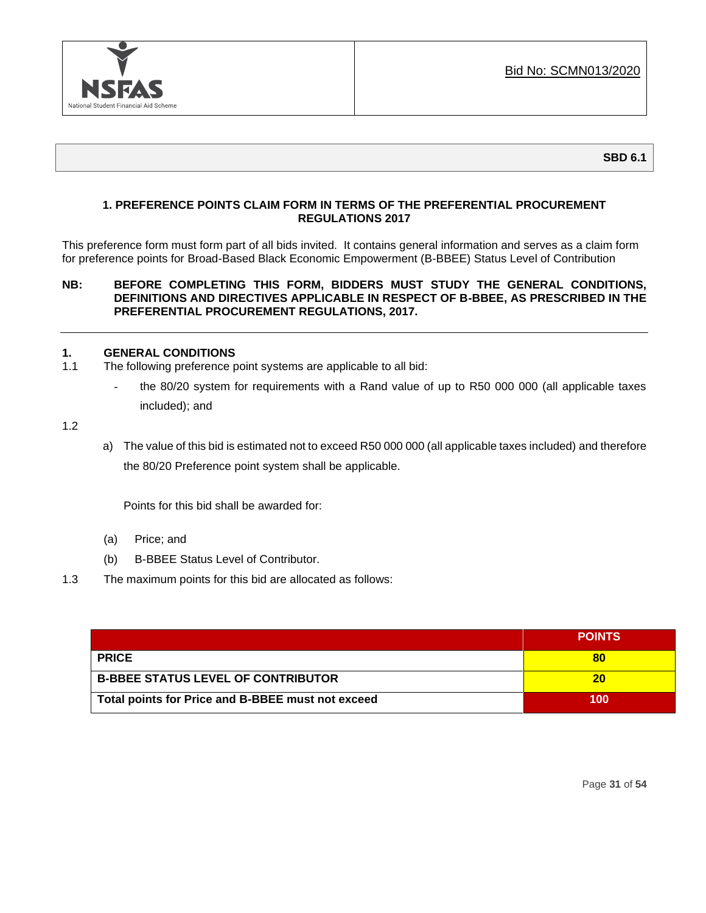Bid No: SCMN013/2020

**SBD 6.1**

## 1. PREFERENCE POINTS CLAIM FORM IN TERMS OF THE PREFERENTIAL PROCUREMENT REGULATIONS 2017

This preference form must form part of all bids invited. It contains general information and serves as a claim form for preference points for Broad-Based Black Economic Empowerment (B-BBEE) Status Level of Contribution

**NB: BEFORE COMPLETING THIS FORM, BIDDERS MUST STUDY THE GENERAL CONDITIONS, DEFINITIONS AND DIRECTIVES APPLICABLE IN RESPECT OF B-BBEE, AS PRESCRIBED IN THE PREFERENTIAL PROCUREMENT REGULATIONS, 2017.**

---

### 1. GENERAL CONDITIONS

1.1 The following preference point systems are applicable to all bid:

- the 80/20 system for requirements with a Rand value of up to R50 000 000 (all applicable taxes included); and

1.2

a) The value of this bid is estimated not to exceed R50 000 000 (all applicable taxes included) and therefore the 80/20 Preference point system shall be applicable.

Points for this bid shall be awarded for:

(a) Price; and

(b) B-BBEE Status Level of Contributor.

1.3 The maximum points for this bid are allocated as follows:

| | POINTS |
|---|---|
| **PRICE** | **80** |
| **B-BBEE STATUS LEVEL OF CONTRIBUTOR** | **20** |
| **Total points for Price and B-BBEE must not exceed** | **100** |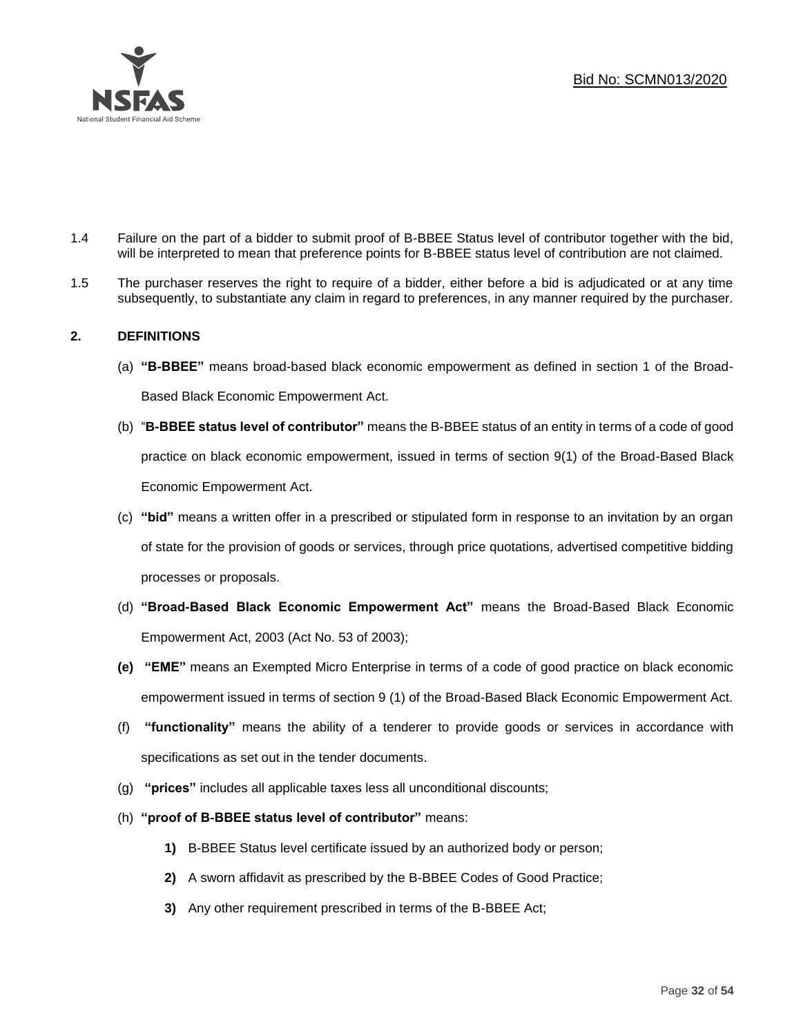1.4 Failure on the part of a bidder to submit proof of B-BBEE Status level of contributor together with the bid, will be interpreted to mean that preference points for B-BBEE status level of contribution are not claimed.

1.5 The purchaser reserves the right to require of a bidder, either before a bid is adjudicated or at any time subsequently, to substantiate any claim in regard to preferences, in any manner required by the purchaser.

## 2. DEFINITIONS

(a) **"B-BBEE"** means broad-based black economic empowerment as defined in section 1 of the Broad-Based Black Economic Empowerment Act.

(b) "**B-BBEE status level of contributor"** means the B-BBEE status of an entity in terms of a code of good practice on black economic empowerment, issued in terms of section 9(1) of the Broad-Based Black Economic Empowerment Act.

(c) **"bid"** means a written offer in a prescribed or stipulated form in response to an invitation by an organ of state for the provision of goods or services, through price quotations, advertised competitive bidding processes or proposals.

(d) **"Broad-Based Black Economic Empowerment Act"** means the Broad-Based Black Economic Empowerment Act, 2003 (Act No. 53 of 2003);

**(e)** **"EME"** means an Exempted Micro Enterprise in terms of a code of good practice on black economic empowerment issued in terms of section 9 (1) of the Broad-Based Black Economic Empowerment Act.

(f) **"functionality"** means the ability of a tenderer to provide goods or services in accordance with specifications as set out in the tender documents.

(g) **"prices"** includes all applicable taxes less all unconditional discounts;

(h) **"proof of B-BBEE status level of contributor"** means:

**1)** B-BBEE Status level certificate issued by an authorized body or person;

**2)** A sworn affidavit as prescribed by the B-BBEE Codes of Good Practice;

**3)** Any other requirement prescribed in terms of the B-BBEE Act;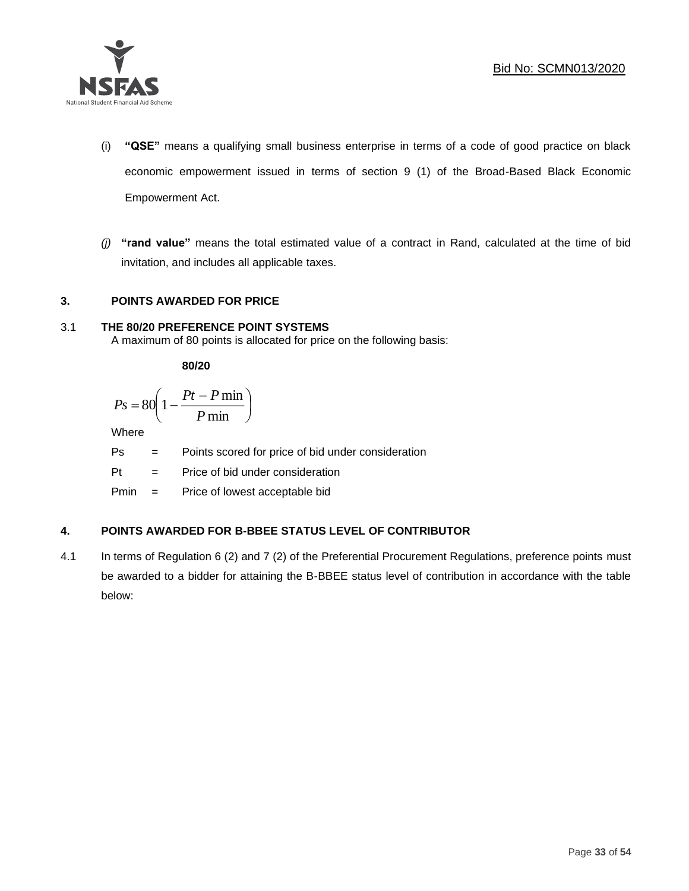(i) **"QSE"** means a qualifying small business enterprise in terms of a code of good practice on black economic empowerment issued in terms of section 9 (1) of the Broad-Based Black Economic Empowerment Act.

*(j)* **"rand value"** means the total estimated value of a contract in Rand, calculated at the time of bid invitation, and includes all applicable taxes.

## 3. POINTS AWARDED FOR PRICE

### 3.1 THE 80/20 PREFERENCE POINT SYSTEMS

A maximum of 80 points is allocated for price on the following basis:

**80/20**

$$Ps = 80\left(1 - \frac{Pt - P\min}{P\min}\right)$$

Where

Ps = Points scored for price of bid under consideration

Pt = Price of bid under consideration

Pmin = Price of lowest acceptable bid

## 4. POINTS AWARDED FOR B-BBEE STATUS LEVEL OF CONTRIBUTOR

4.1 In terms of Regulation 6 (2) and 7 (2) of the Preferential Procurement Regulations, preference points must be awarded to a bidder for attaining the B-BBEE status level of contribution in accordance with the table below: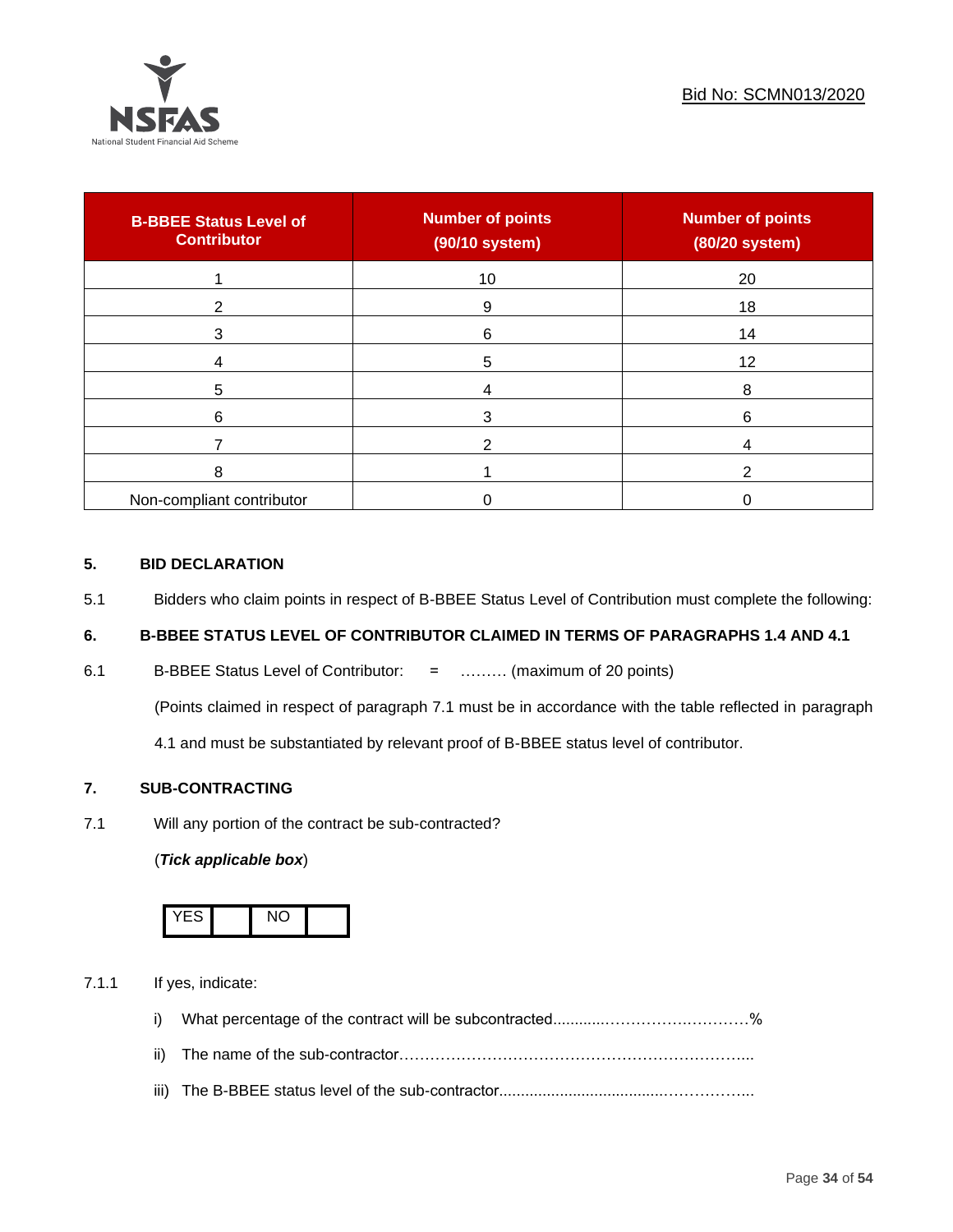| B-BBEE Status Level of Contributor | Number of points (90/10 system) | Number of points (80/20 system) |
|---|---|---|
| 1 | 10 | 20 |
| 2 | 9 | 18 |
| 3 | 6 | 14 |
| 4 | 5 | 12 |
| 5 | 4 | 8 |
| 6 | 3 | 6 |
| 7 | 2 | 4 |
| 8 | 1 | 2 |
| Non-compliant contributor | 0 | 0 |

## 5. BID DECLARATION

5.1 Bidders who claim points in respect of B-BBEE Status Level of Contribution must complete the following:

## 6. B-BBEE STATUS LEVEL OF CONTRIBUTOR CLAIMED IN TERMS OF PARAGRAPHS 1.4 AND 4.1

6.1 B-BBEE Status Level of Contributor: = ……… (maximum of 20 points)

(Points claimed in respect of paragraph 7.1 must be in accordance with the table reflected in paragraph 4.1 and must be substantiated by relevant proof of B-BBEE status level of contributor.

## 7. SUB-CONTRACTING

7.1 Will any portion of the contract be sub-contracted?

(***Tick applicable box***)

| YES | | NO | |
|---|---|---|---|

7.1.1 If yes, indicate:

i) What percentage of the contract will be subcontracted............………….…………%

ii) The name of the sub-contractor…………………………………………………………..

iii) The B-BBEE status level of the sub-contractor......................................……………..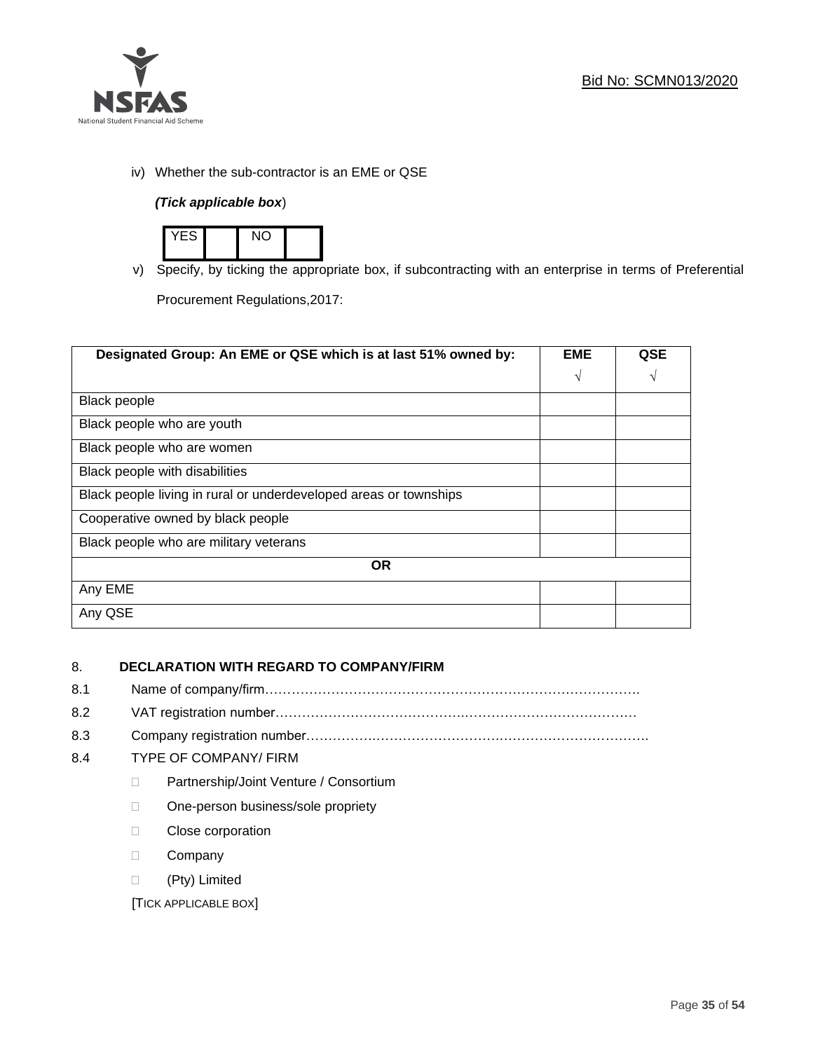iv) Whether the sub-contractor is an EME or QSE

*(Tick applicable box)*

| YES | | NO | |
|---|---|---|---|

v) Specify, by ticking the appropriate box, if subcontracting with an enterprise in terms of Preferential Procurement Regulations,2017:

| Designated Group: An EME or QSE which is at last 51% owned by: | EME √ | QSE √ |
|---|---|---|
| Black people | | |
| Black people who are youth | | |
| Black people who are women | | |
| Black people with disabilities | | |
| Black people living in rural or underdeveloped areas or townships | | |
| Cooperative owned by black people | | |
| Black people who are military veterans | | |
| **OR** | | |
| Any EME | | |
| Any QSE | | |

## 8. DECLARATION WITH REGARD TO COMPANY/FIRM

8.1 Name of company/firm…………………………………………………………………………….

8.2 VAT registration number……………………………………….…………………………………

8.3 Company registration number…………….……………………….…………………………….

8.4 TYPE OF COMPANY/ FIRM

- ☐ Partnership/Joint Venture / Consortium
- ☐ One-person business/sole propriety
- ☐ Close corporation
- ☐ Company
- ☐ (Pty) Limited

[TICK APPLICABLE BOX]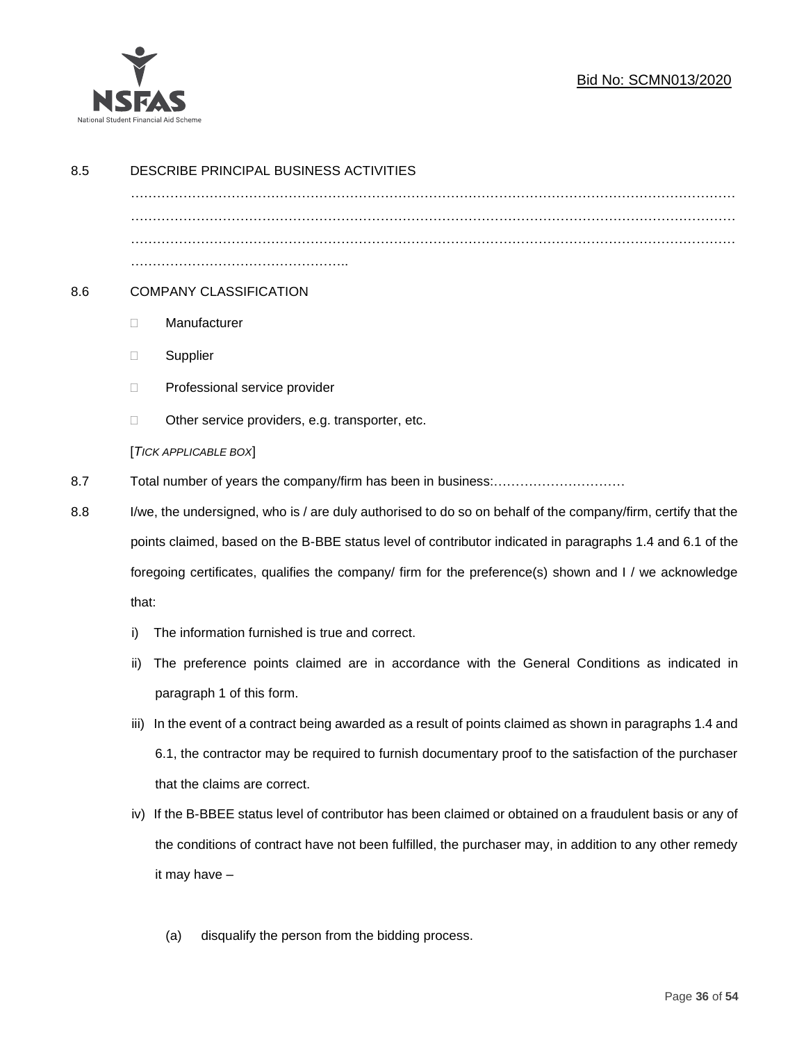8.5 DESCRIBE PRINCIPAL BUSINESS ACTIVITIES

…………………………………………………………………………………………………………………………
…………………………………………………………………………………………………………………………
…………………………………………………………………………………………………………………………
…………………………………………..

8.6 COMPANY CLASSIFICATION

- Manufacturer
- Supplier
- Professional service provider
- Other service providers, e.g. transporter, etc.

[*TICK APPLICABLE BOX*]

8.7 Total number of years the company/firm has been in business:…………………………

8.8 I/we, the undersigned, who is / are duly authorised to do so on behalf of the company/firm, certify that the points claimed, based on the B-BBE status level of contributor indicated in paragraphs 1.4 and 6.1 of the foregoing certificates, qualifies the company/ firm for the preference(s) shown and I / we acknowledge that:

i) The information furnished is true and correct.

ii) The preference points claimed are in accordance with the General Conditions as indicated in paragraph 1 of this form.

iii) In the event of a contract being awarded as a result of points claimed as shown in paragraphs 1.4 and 6.1, the contractor may be required to furnish documentary proof to the satisfaction of the purchaser that the claims are correct.

iv) If the B-BBEE status level of contributor has been claimed or obtained on a fraudulent basis or any of the conditions of contract have not been fulfilled, the purchaser may, in addition to any other remedy it may have –

(a) disqualify the person from the bidding process.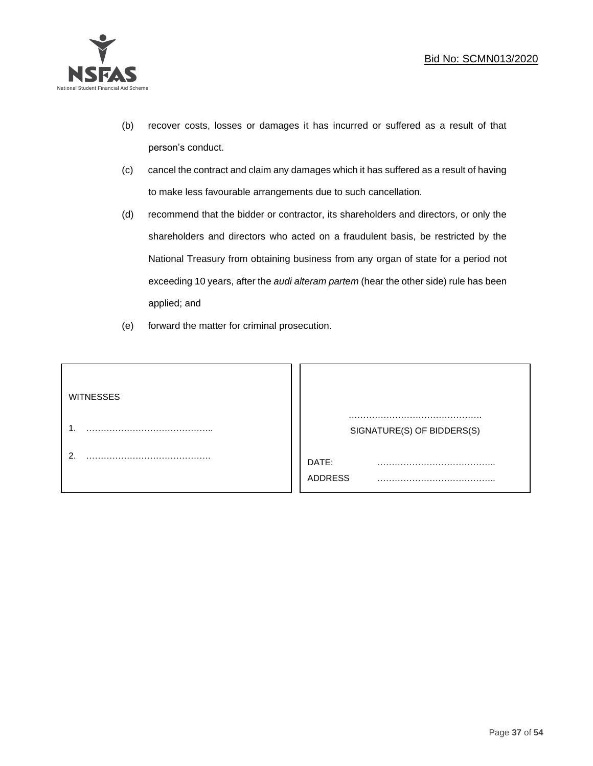(b) recover costs, losses or damages it has incurred or suffered as a result of that person's conduct.

(c) cancel the contract and claim any damages which it has suffered as a result of having to make less favourable arrangements due to such cancellation.

(d) recommend that the bidder or contractor, its shareholders and directors, or only the shareholders and directors who acted on a fraudulent basis, be restricted by the National Treasury from obtaining business from any organ of state for a period not exceeding 10 years, after the *audi alteram partem* (hear the other side) rule has been applied; and

(e) forward the matter for criminal prosecution.

| WITNESSES | |
|---|---|
| 1. …………………………………….. | ………………………………………. SIGNATURE(S) OF BIDDERS(S) |
| 2. ……………………………………. | DATE: ………………………………….. |
| | ADDRESS ………………………………….. |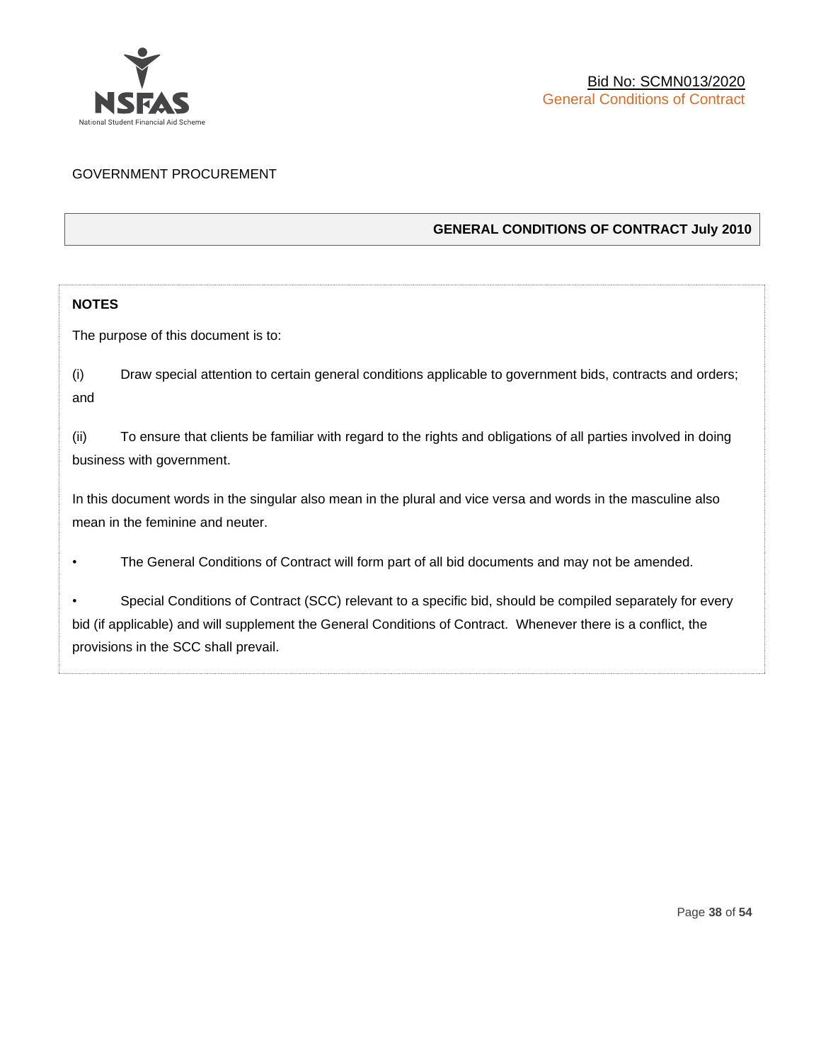GOVERNMENT PROCUREMENT

## GENERAL CONDITIONS OF CONTRACT July 2010

**NOTES**

The purpose of this document is to:

(i) Draw special attention to certain general conditions applicable to government bids, contracts and orders; and

(ii) To ensure that clients be familiar with regard to the rights and obligations of all parties involved in doing business with government.

In this document words in the singular also mean in the plural and vice versa and words in the masculine also mean in the feminine and neuter.

- The General Conditions of Contract will form part of all bid documents and may not be amended.
- Special Conditions of Contract (SCC) relevant to a specific bid, should be compiled separately for every bid (if applicable) and will supplement the General Conditions of Contract. Whenever there is a conflict, the provisions in the SCC shall prevail.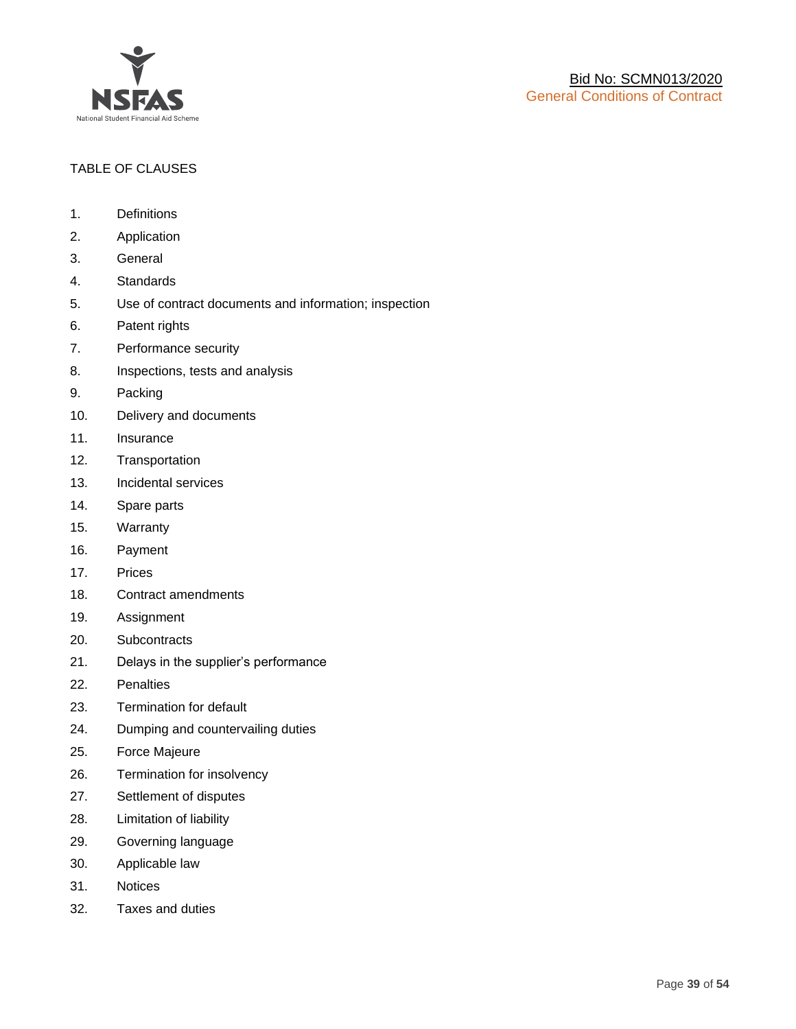TABLE OF CLAUSES

1. Definitions
2. Application
3. General
4. Standards
5. Use of contract documents and information; inspection
6. Patent rights
7. Performance security
8. Inspections, tests and analysis
9. Packing
10. Delivery and documents
11. Insurance
12. Transportation
13. Incidental services
14. Spare parts
15. Warranty
16. Payment
17. Prices
18. Contract amendments
19. Assignment
20. Subcontracts
21. Delays in the supplier's performance
22. Penalties
23. Termination for default
24. Dumping and countervailing duties
25. Force Majeure
26. Termination for insolvency
27. Settlement of disputes
28. Limitation of liability
29. Governing language
30. Applicable law
31. Notices
32. Taxes and duties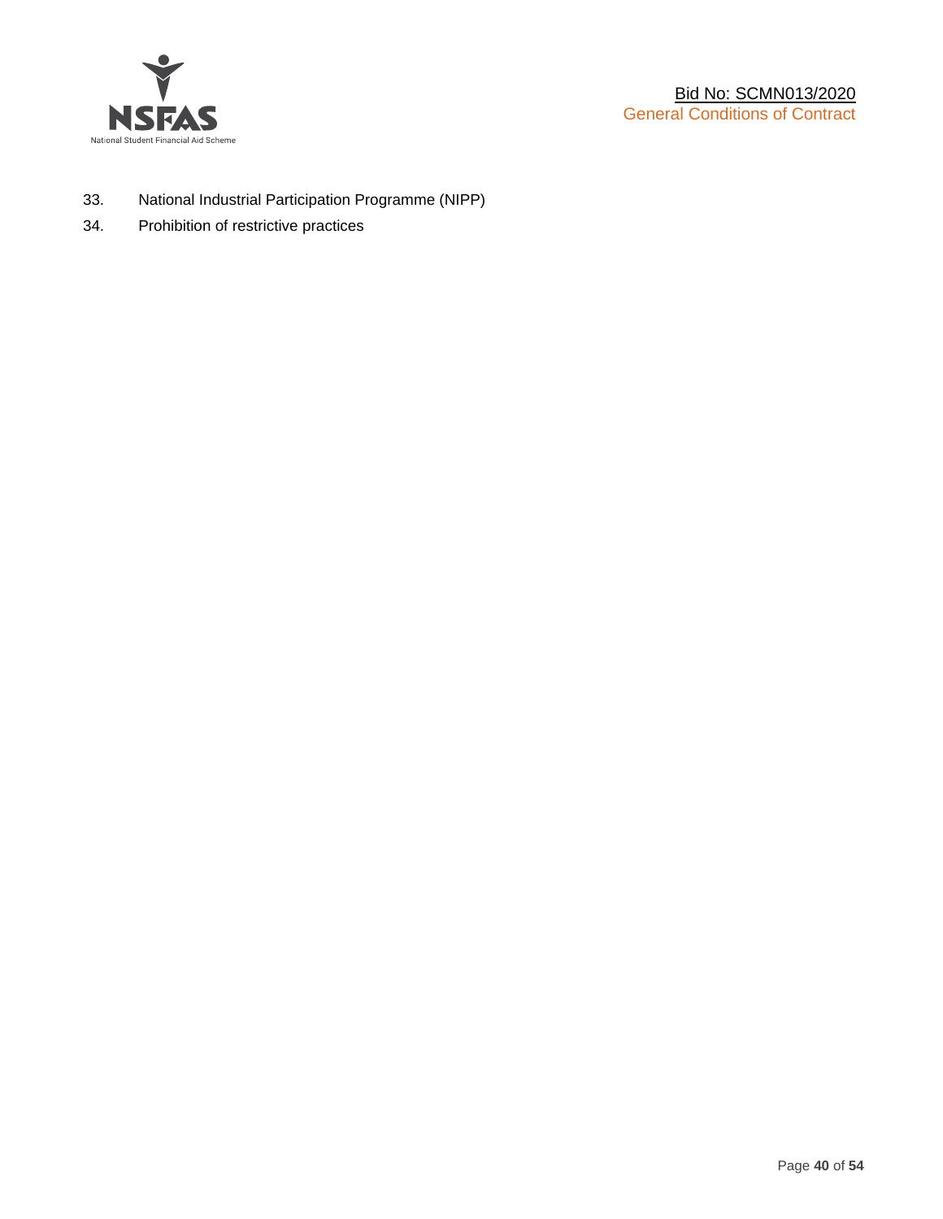33. National Industrial Participation Programme (NIPP)
34. Prohibition of restrictive practices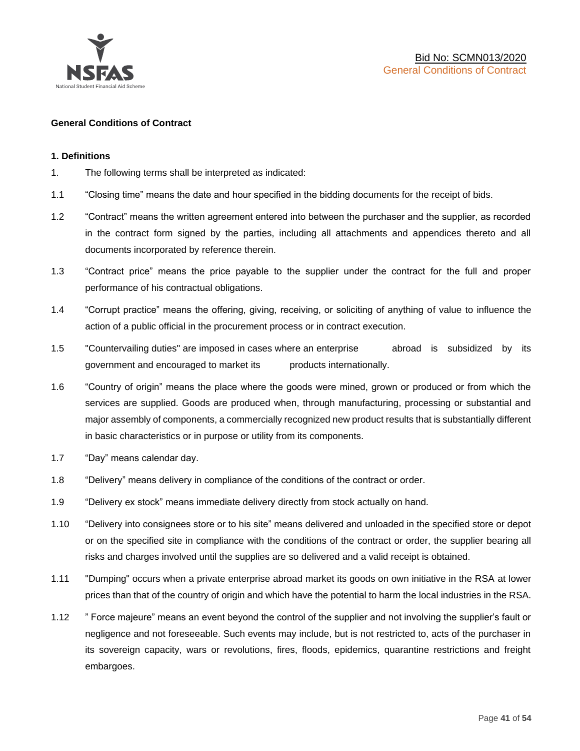## General Conditions of Contract

### 1. Definitions

1. The following terms shall be interpreted as indicated:

1.1 "Closing time" means the date and hour specified in the bidding documents for the receipt of bids.

1.2 "Contract" means the written agreement entered into between the purchaser and the supplier, as recorded in the contract form signed by the parties, including all attachments and appendices thereto and all documents incorporated by reference therein.

1.3 "Contract price" means the price payable to the supplier under the contract for the full and proper performance of his contractual obligations.

1.4 "Corrupt practice" means the offering, giving, receiving, or soliciting of anything of value to influence the action of a public official in the procurement process or in contract execution.

1.5 "Countervailing duties" are imposed in cases where an enterprise abroad is subsidized by its government and encouraged to market its products internationally.

1.6 "Country of origin" means the place where the goods were mined, grown or produced or from which the services are supplied. Goods are produced when, through manufacturing, processing or substantial and major assembly of components, a commercially recognized new product results that is substantially different in basic characteristics or in purpose or utility from its components.

1.7 "Day" means calendar day.

1.8 "Delivery" means delivery in compliance of the conditions of the contract or order.

1.9 "Delivery ex stock" means immediate delivery directly from stock actually on hand.

1.10 "Delivery into consignees store or to his site" means delivered and unloaded in the specified store or depot or on the specified site in compliance with the conditions of the contract or order, the supplier bearing all risks and charges involved until the supplies are so delivered and a valid receipt is obtained.

1.11 "Dumping" occurs when a private enterprise abroad market its goods on own initiative in the RSA at lower prices than that of the country of origin and which have the potential to harm the local industries in the RSA.

1.12 " Force majeure" means an event beyond the control of the supplier and not involving the supplier's fault or negligence and not foreseeable. Such events may include, but is not restricted to, acts of the purchaser in its sovereign capacity, wars or revolutions, fires, floods, epidemics, quarantine restrictions and freight embargoes.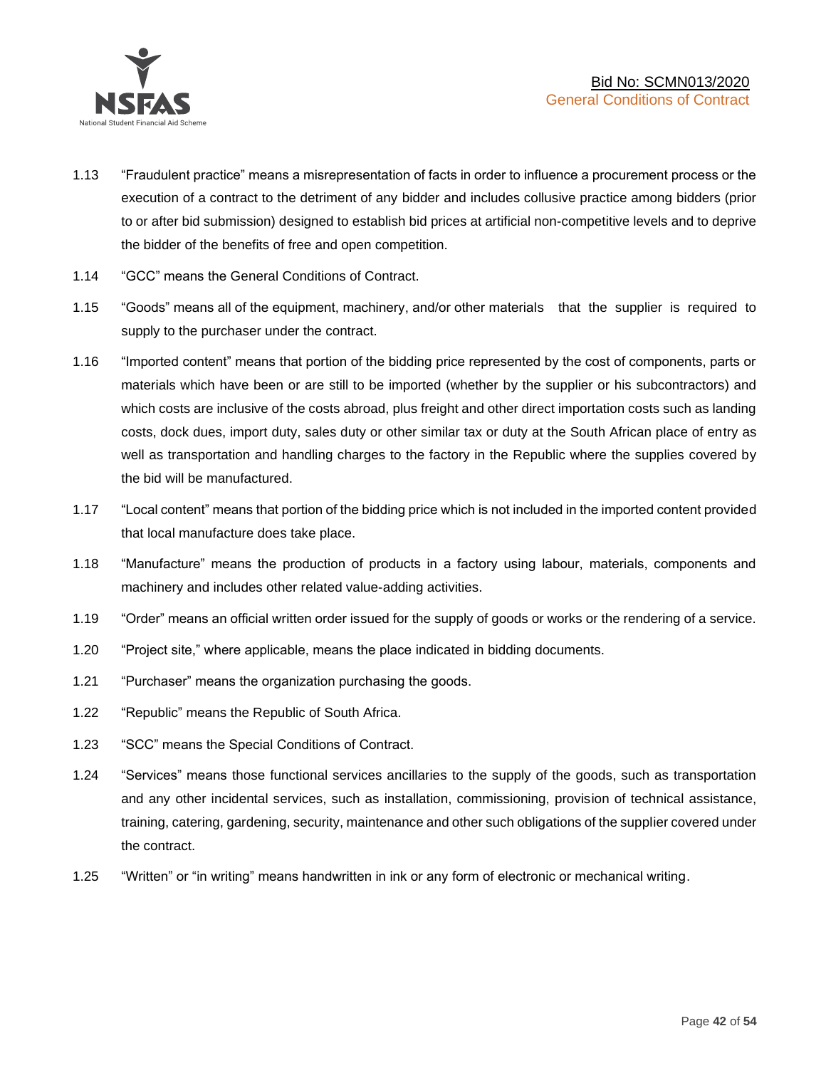1.13 "Fraudulent practice" means a misrepresentation of facts in order to influence a procurement process or the execution of a contract to the detriment of any bidder and includes collusive practice among bidders (prior to or after bid submission) designed to establish bid prices at artificial non-competitive levels and to deprive the bidder of the benefits of free and open competition.

1.14 "GCC" means the General Conditions of Contract.

1.15 "Goods" means all of the equipment, machinery, and/or other materials that the supplier is required to supply to the purchaser under the contract.

1.16 "Imported content" means that portion of the bidding price represented by the cost of components, parts or materials which have been or are still to be imported (whether by the supplier or his subcontractors) and which costs are inclusive of the costs abroad, plus freight and other direct importation costs such as landing costs, dock dues, import duty, sales duty or other similar tax or duty at the South African place of entry as well as transportation and handling charges to the factory in the Republic where the supplies covered by the bid will be manufactured.

1.17 "Local content" means that portion of the bidding price which is not included in the imported content provided that local manufacture does take place.

1.18 "Manufacture" means the production of products in a factory using labour, materials, components and machinery and includes other related value-adding activities.

1.19 "Order" means an official written order issued for the supply of goods or works or the rendering of a service.

1.20 "Project site," where applicable, means the place indicated in bidding documents.

1.21 "Purchaser" means the organization purchasing the goods.

1.22 "Republic" means the Republic of South Africa.

1.23 "SCC" means the Special Conditions of Contract.

1.24 "Services" means those functional services ancillaries to the supply of the goods, such as transportation and any other incidental services, such as installation, commissioning, provision of technical assistance, training, catering, gardening, security, maintenance and other such obligations of the supplier covered under the contract.

1.25 "Written" or "in writing" means handwritten in ink or any form of electronic or mechanical writing.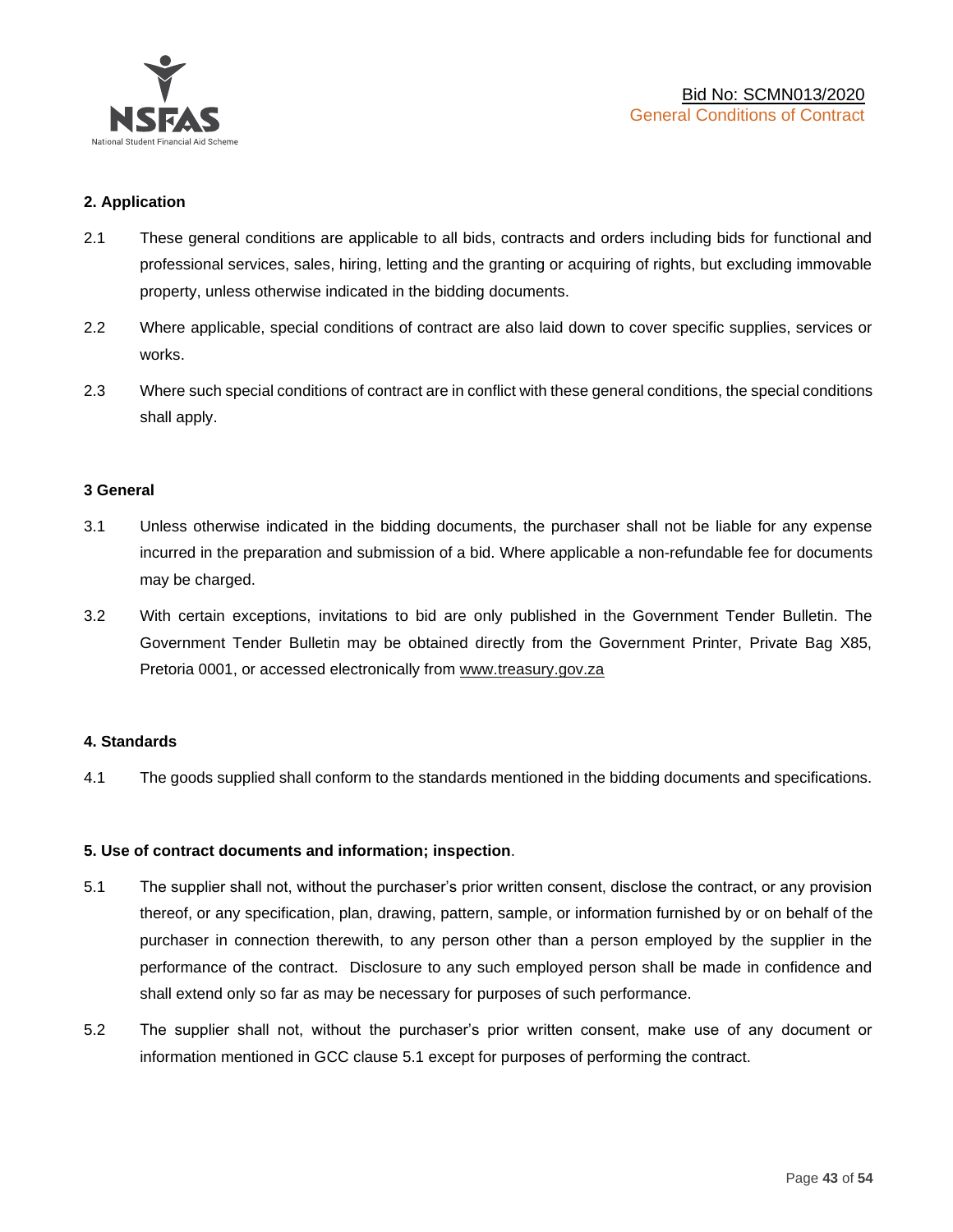**2. Application**

2.1 These general conditions are applicable to all bids, contracts and orders including bids for functional and professional services, sales, hiring, letting and the granting or acquiring of rights, but excluding immovable property, unless otherwise indicated in the bidding documents.

2.2 Where applicable, special conditions of contract are also laid down to cover specific supplies, services or works.

2.3 Where such special conditions of contract are in conflict with these general conditions, the special conditions shall apply.

**3 General**

3.1 Unless otherwise indicated in the bidding documents, the purchaser shall not be liable for any expense incurred in the preparation and submission of a bid. Where applicable a non-refundable fee for documents may be charged.

3.2 With certain exceptions, invitations to bid are only published in the Government Tender Bulletin. The Government Tender Bulletin may be obtained directly from the Government Printer, Private Bag X85, Pretoria 0001, or accessed electronically from www.treasury.gov.za

**4. Standards**

4.1 The goods supplied shall conform to the standards mentioned in the bidding documents and specifications.

**5. Use of contract documents and information; inspection**.

5.1 The supplier shall not, without the purchaser's prior written consent, disclose the contract, or any provision thereof, or any specification, plan, drawing, pattern, sample, or information furnished by or on behalf of the purchaser in connection therewith, to any person other than a person employed by the supplier in the performance of the contract. Disclosure to any such employed person shall be made in confidence and shall extend only so far as may be necessary for purposes of such performance.

5.2 The supplier shall not, without the purchaser's prior written consent, make use of any document or information mentioned in GCC clause 5.1 except for purposes of performing the contract.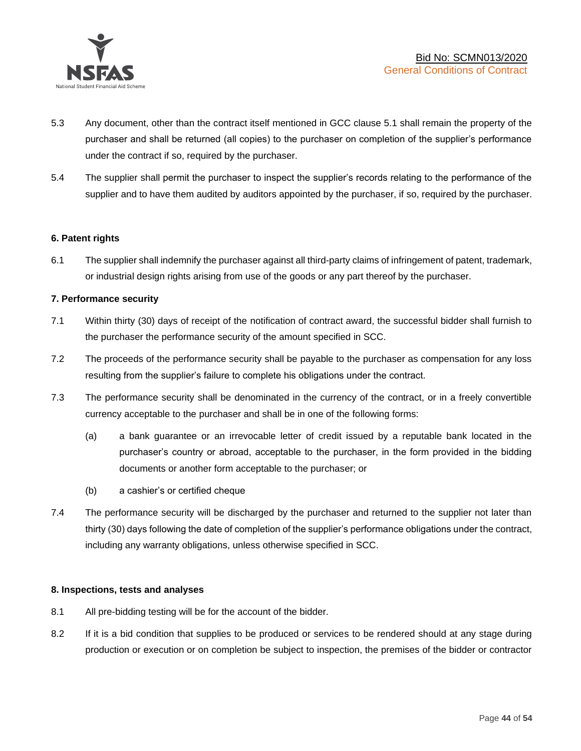5.3 Any document, other than the contract itself mentioned in GCC clause 5.1 shall remain the property of the purchaser and shall be returned (all copies) to the purchaser on completion of the supplier's performance under the contract if so, required by the purchaser.

5.4 The supplier shall permit the purchaser to inspect the supplier's records relating to the performance of the supplier and to have them audited by auditors appointed by the purchaser, if so, required by the purchaser.

**6. Patent rights**

6.1 The supplier shall indemnify the purchaser against all third-party claims of infringement of patent, trademark, or industrial design rights arising from use of the goods or any part thereof by the purchaser.

**7. Performance security**

7.1 Within thirty (30) days of receipt of the notification of contract award, the successful bidder shall furnish to the purchaser the performance security of the amount specified in SCC.

7.2 The proceeds of the performance security shall be payable to the purchaser as compensation for any loss resulting from the supplier's failure to complete his obligations under the contract.

7.3 The performance security shall be denominated in the currency of the contract, or in a freely convertible currency acceptable to the purchaser and shall be in one of the following forms:

(a) a bank guarantee or an irrevocable letter of credit issued by a reputable bank located in the purchaser's country or abroad, acceptable to the purchaser, in the form provided in the bidding documents or another form acceptable to the purchaser; or

(b) a cashier's or certified cheque

7.4 The performance security will be discharged by the purchaser and returned to the supplier not later than thirty (30) days following the date of completion of the supplier's performance obligations under the contract, including any warranty obligations, unless otherwise specified in SCC.

**8. Inspections, tests and analyses**

8.1 All pre-bidding testing will be for the account of the bidder.

8.2 If it is a bid condition that supplies to be produced or services to be rendered should at any stage during production or execution or on completion be subject to inspection, the premises of the bidder or contractor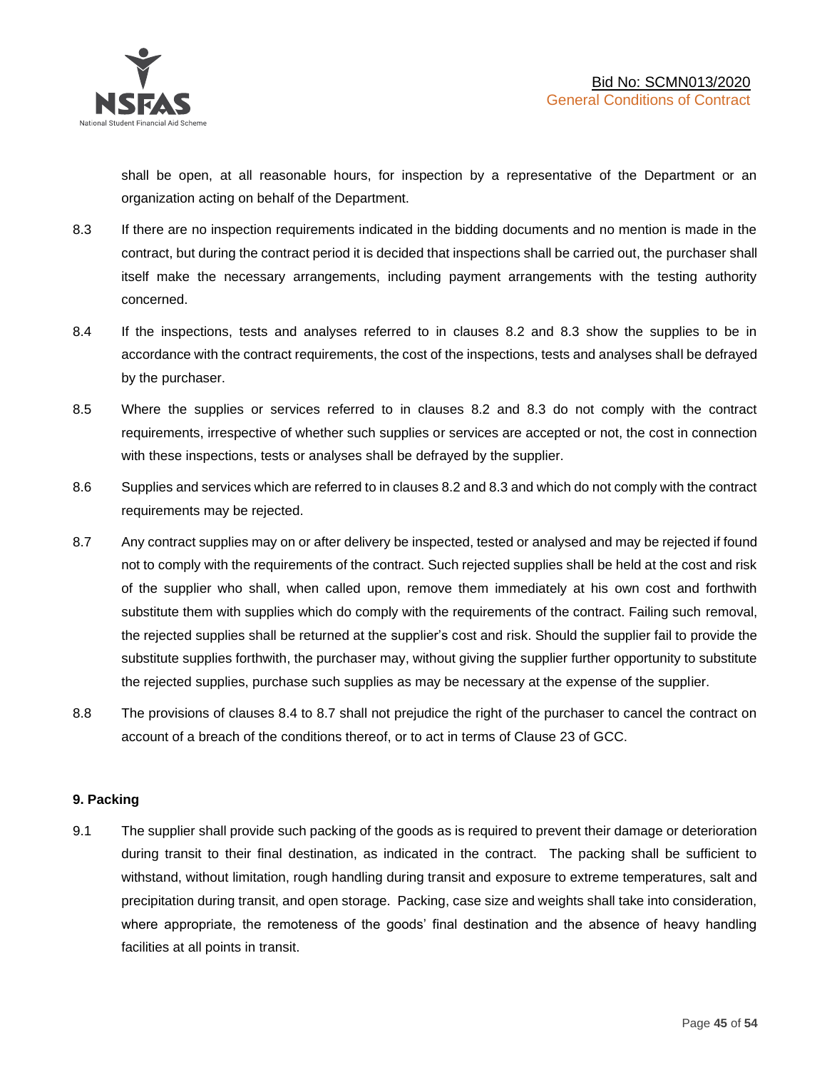shall be open, at all reasonable hours, for inspection by a representative of the Department or an organization acting on behalf of the Department.

8.3 If there are no inspection requirements indicated in the bidding documents and no mention is made in the contract, but during the contract period it is decided that inspections shall be carried out, the purchaser shall itself make the necessary arrangements, including payment arrangements with the testing authority concerned.

8.4 If the inspections, tests and analyses referred to in clauses 8.2 and 8.3 show the supplies to be in accordance with the contract requirements, the cost of the inspections, tests and analyses shall be defrayed by the purchaser.

8.5 Where the supplies or services referred to in clauses 8.2 and 8.3 do not comply with the contract requirements, irrespective of whether such supplies or services are accepted or not, the cost in connection with these inspections, tests or analyses shall be defrayed by the supplier.

8.6 Supplies and services which are referred to in clauses 8.2 and 8.3 and which do not comply with the contract requirements may be rejected.

8.7 Any contract supplies may on or after delivery be inspected, tested or analysed and may be rejected if found not to comply with the requirements of the contract. Such rejected supplies shall be held at the cost and risk of the supplier who shall, when called upon, remove them immediately at his own cost and forthwith substitute them with supplies which do comply with the requirements of the contract. Failing such removal, the rejected supplies shall be returned at the supplier's cost and risk. Should the supplier fail to provide the substitute supplies forthwith, the purchaser may, without giving the supplier further opportunity to substitute the rejected supplies, purchase such supplies as may be necessary at the expense of the supplier.

8.8 The provisions of clauses 8.4 to 8.7 shall not prejudice the right of the purchaser to cancel the contract on account of a breach of the conditions thereof, or to act in terms of Clause 23 of GCC.

**9. Packing**

9.1 The supplier shall provide such packing of the goods as is required to prevent their damage or deterioration during transit to their final destination, as indicated in the contract. The packing shall be sufficient to withstand, without limitation, rough handling during transit and exposure to extreme temperatures, salt and precipitation during transit, and open storage. Packing, case size and weights shall take into consideration, where appropriate, the remoteness of the goods' final destination and the absence of heavy handling facilities at all points in transit.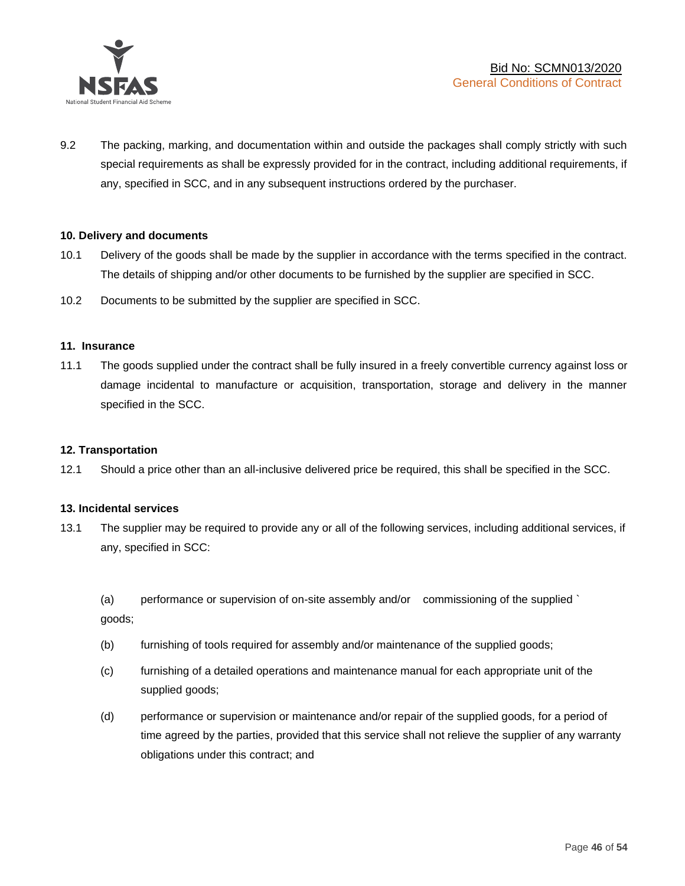9.2 The packing, marking, and documentation within and outside the packages shall comply strictly with such special requirements as shall be expressly provided for in the contract, including additional requirements, if any, specified in SCC, and in any subsequent instructions ordered by the purchaser.

**10. Delivery and documents**

10.1 Delivery of the goods shall be made by the supplier in accordance with the terms specified in the contract. The details of shipping and/or other documents to be furnished by the supplier are specified in SCC.

10.2 Documents to be submitted by the supplier are specified in SCC.

**11. Insurance**

11.1 The goods supplied under the contract shall be fully insured in a freely convertible currency against loss or damage incidental to manufacture or acquisition, transportation, storage and delivery in the manner specified in the SCC.

**12. Transportation**

12.1 Should a price other than an all-inclusive delivered price be required, this shall be specified in the SCC.

**13. Incidental services**

13.1 The supplier may be required to provide any or all of the following services, including additional services, if any, specified in SCC:

(a) performance or supervision of on-site assembly and/or commissioning of the supplied ` goods;

(b) furnishing of tools required for assembly and/or maintenance of the supplied goods;

(c) furnishing of a detailed operations and maintenance manual for each appropriate unit of the supplied goods;

(d) performance or supervision or maintenance and/or repair of the supplied goods, for a period of time agreed by the parties, provided that this service shall not relieve the supplier of any warranty obligations under this contract; and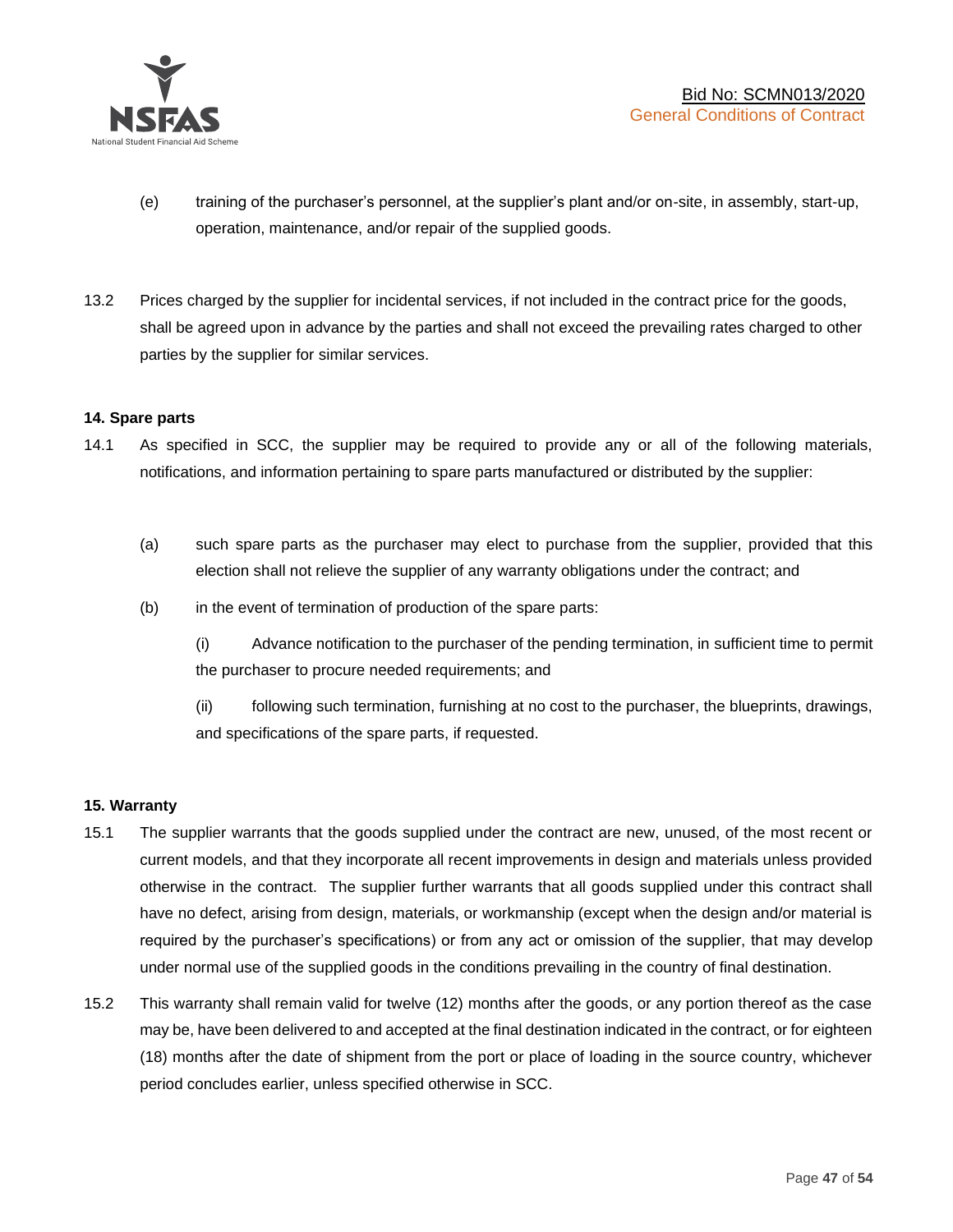(e) training of the purchaser's personnel, at the supplier's plant and/or on-site, in assembly, start-up, operation, maintenance, and/or repair of the supplied goods.

13.2 Prices charged by the supplier for incidental services, if not included in the contract price for the goods, shall be agreed upon in advance by the parties and shall not exceed the prevailing rates charged to other parties by the supplier for similar services.

**14. Spare parts**

14.1 As specified in SCC, the supplier may be required to provide any or all of the following materials, notifications, and information pertaining to spare parts manufactured or distributed by the supplier:

(a) such spare parts as the purchaser may elect to purchase from the supplier, provided that this election shall not relieve the supplier of any warranty obligations under the contract; and

(b) in the event of termination of production of the spare parts:

(i) Advance notification to the purchaser of the pending termination, in sufficient time to permit the purchaser to procure needed requirements; and

(ii) following such termination, furnishing at no cost to the purchaser, the blueprints, drawings, and specifications of the spare parts, if requested.

**15. Warranty**

15.1 The supplier warrants that the goods supplied under the contract are new, unused, of the most recent or current models, and that they incorporate all recent improvements in design and materials unless provided otherwise in the contract. The supplier further warrants that all goods supplied under this contract shall have no defect, arising from design, materials, or workmanship (except when the design and/or material is required by the purchaser's specifications) or from any act or omission of the supplier, that may develop under normal use of the supplied goods in the conditions prevailing in the country of final destination.

15.2 This warranty shall remain valid for twelve (12) months after the goods, or any portion thereof as the case may be, have been delivered to and accepted at the final destination indicated in the contract, or for eighteen (18) months after the date of shipment from the port or place of loading in the source country, whichever period concludes earlier, unless specified otherwise in SCC.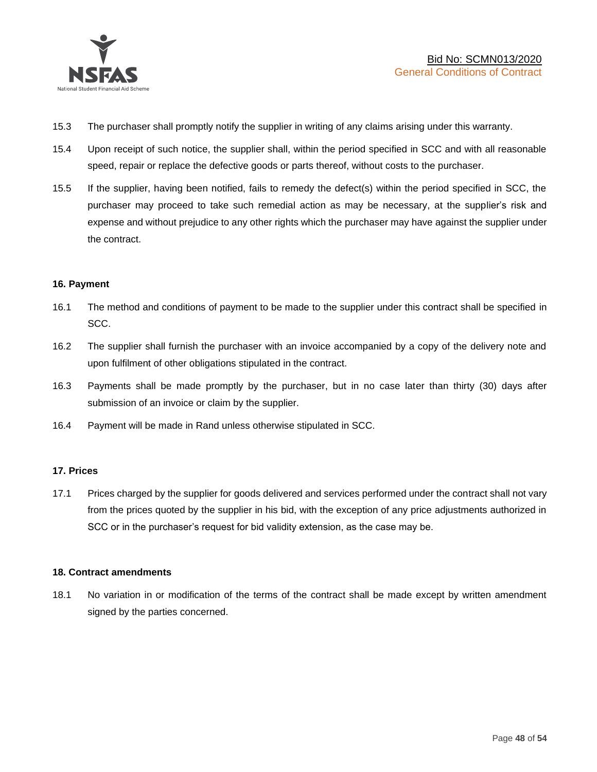15.3 The purchaser shall promptly notify the supplier in writing of any claims arising under this warranty.

15.4 Upon receipt of such notice, the supplier shall, within the period specified in SCC and with all reasonable speed, repair or replace the defective goods or parts thereof, without costs to the purchaser.

15.5 If the supplier, having been notified, fails to remedy the defect(s) within the period specified in SCC, the purchaser may proceed to take such remedial action as may be necessary, at the supplier's risk and expense and without prejudice to any other rights which the purchaser may have against the supplier under the contract.

**16. Payment**

16.1 The method and conditions of payment to be made to the supplier under this contract shall be specified in SCC.

16.2 The supplier shall furnish the purchaser with an invoice accompanied by a copy of the delivery note and upon fulfilment of other obligations stipulated in the contract.

16.3 Payments shall be made promptly by the purchaser, but in no case later than thirty (30) days after submission of an invoice or claim by the supplier.

16.4 Payment will be made in Rand unless otherwise stipulated in SCC.

**17. Prices**

17.1 Prices charged by the supplier for goods delivered and services performed under the contract shall not vary from the prices quoted by the supplier in his bid, with the exception of any price adjustments authorized in SCC or in the purchaser's request for bid validity extension, as the case may be.

**18. Contract amendments**

18.1 No variation in or modification of the terms of the contract shall be made except by written amendment signed by the parties concerned.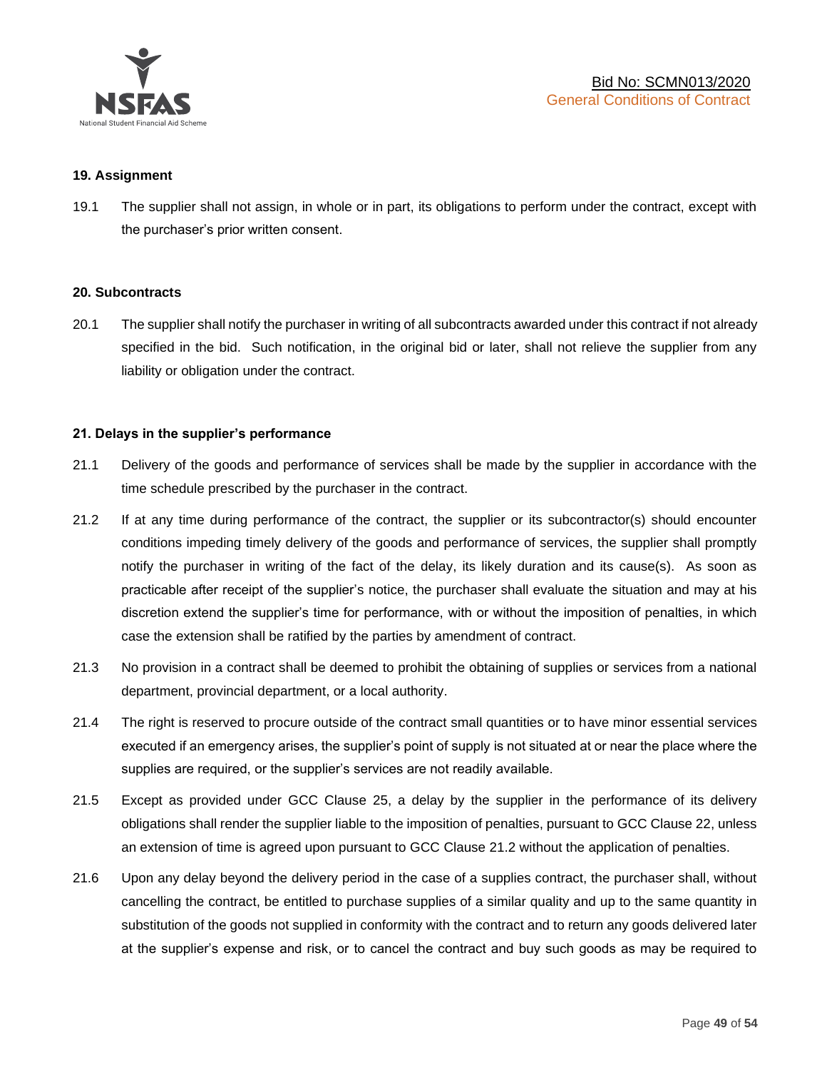### 19. Assignment

19.1 The supplier shall not assign, in whole or in part, its obligations to perform under the contract, except with the purchaser's prior written consent.

### 20. Subcontracts

20.1 The supplier shall notify the purchaser in writing of all subcontracts awarded under this contract if not already specified in the bid. Such notification, in the original bid or later, shall not relieve the supplier from any liability or obligation under the contract.

### 21. Delays in the supplier's performance

21.1 Delivery of the goods and performance of services shall be made by the supplier in accordance with the time schedule prescribed by the purchaser in the contract.

21.2 If at any time during performance of the contract, the supplier or its subcontractor(s) should encounter conditions impeding timely delivery of the goods and performance of services, the supplier shall promptly notify the purchaser in writing of the fact of the delay, its likely duration and its cause(s). As soon as practicable after receipt of the supplier's notice, the purchaser shall evaluate the situation and may at his discretion extend the supplier's time for performance, with or without the imposition of penalties, in which case the extension shall be ratified by the parties by amendment of contract.

21.3 No provision in a contract shall be deemed to prohibit the obtaining of supplies or services from a national department, provincial department, or a local authority.

21.4 The right is reserved to procure outside of the contract small quantities or to have minor essential services executed if an emergency arises, the supplier's point of supply is not situated at or near the place where the supplies are required, or the supplier's services are not readily available.

21.5 Except as provided under GCC Clause 25, a delay by the supplier in the performance of its delivery obligations shall render the supplier liable to the imposition of penalties, pursuant to GCC Clause 22, unless an extension of time is agreed upon pursuant to GCC Clause 21.2 without the application of penalties.

21.6 Upon any delay beyond the delivery period in the case of a supplies contract, the purchaser shall, without cancelling the contract, be entitled to purchase supplies of a similar quality and up to the same quantity in substitution of the goods not supplied in conformity with the contract and to return any goods delivered later at the supplier's expense and risk, or to cancel the contract and buy such goods as may be required to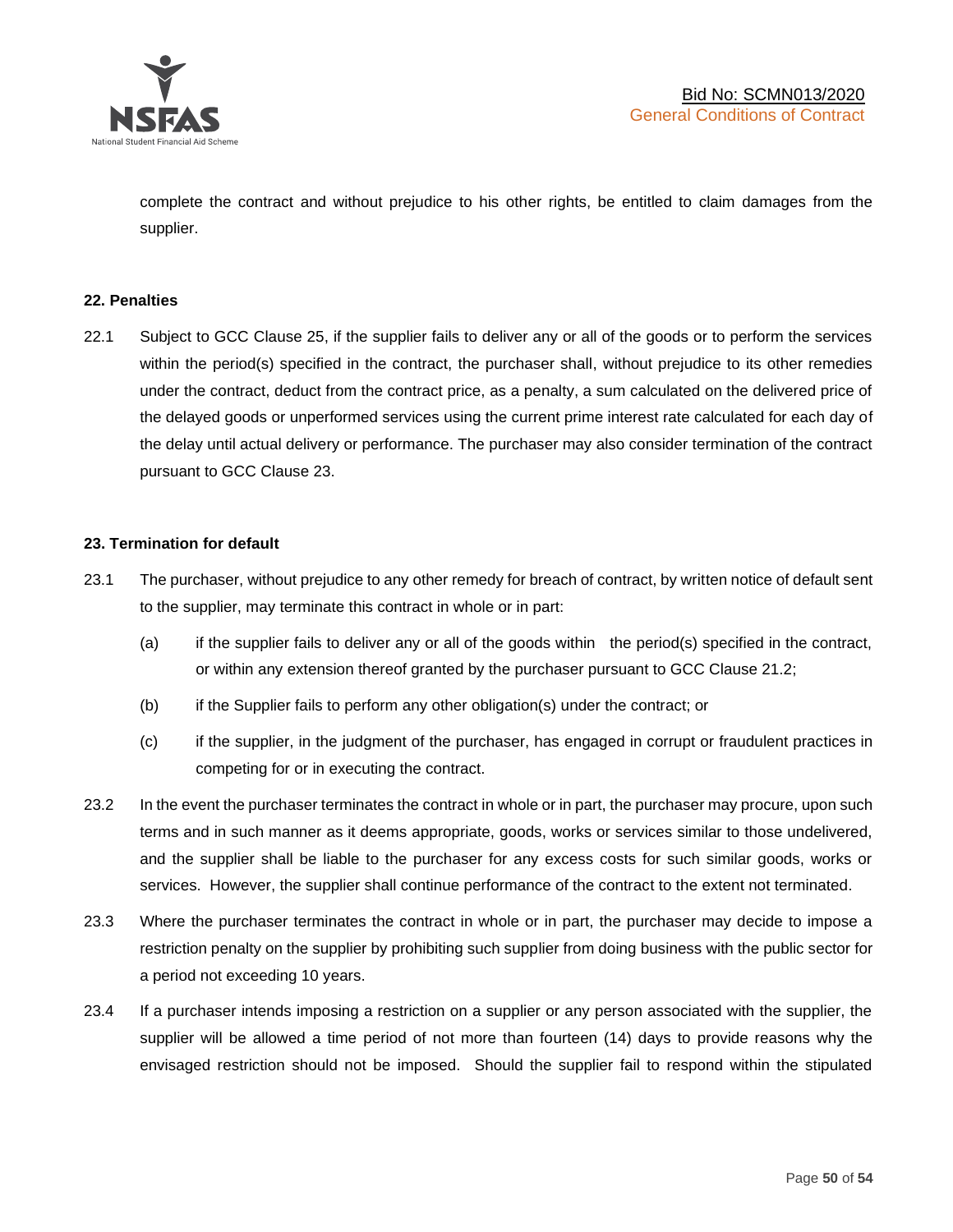complete the contract and without prejudice to his other rights, be entitled to claim damages from the supplier.

**22. Penalties**

22.1 Subject to GCC Clause 25, if the supplier fails to deliver any or all of the goods or to perform the services within the period(s) specified in the contract, the purchaser shall, without prejudice to its other remedies under the contract, deduct from the contract price, as a penalty, a sum calculated on the delivered price of the delayed goods or unperformed services using the current prime interest rate calculated for each day of the delay until actual delivery or performance. The purchaser may also consider termination of the contract pursuant to GCC Clause 23.

**23. Termination for default**

23.1 The purchaser, without prejudice to any other remedy for breach of contract, by written notice of default sent to the supplier, may terminate this contract in whole or in part:

(a) if the supplier fails to deliver any or all of the goods within the period(s) specified in the contract, or within any extension thereof granted by the purchaser pursuant to GCC Clause 21.2;

(b) if the Supplier fails to perform any other obligation(s) under the contract; or

(c) if the supplier, in the judgment of the purchaser, has engaged in corrupt or fraudulent practices in competing for or in executing the contract.

23.2 In the event the purchaser terminates the contract in whole or in part, the purchaser may procure, upon such terms and in such manner as it deems appropriate, goods, works or services similar to those undelivered, and the supplier shall be liable to the purchaser for any excess costs for such similar goods, works or services. However, the supplier shall continue performance of the contract to the extent not terminated.

23.3 Where the purchaser terminates the contract in whole or in part, the purchaser may decide to impose a restriction penalty on the supplier by prohibiting such supplier from doing business with the public sector for a period not exceeding 10 years.

23.4 If a purchaser intends imposing a restriction on a supplier or any person associated with the supplier, the supplier will be allowed a time period of not more than fourteen (14) days to provide reasons why the envisaged restriction should not be imposed. Should the supplier fail to respond within the stipulated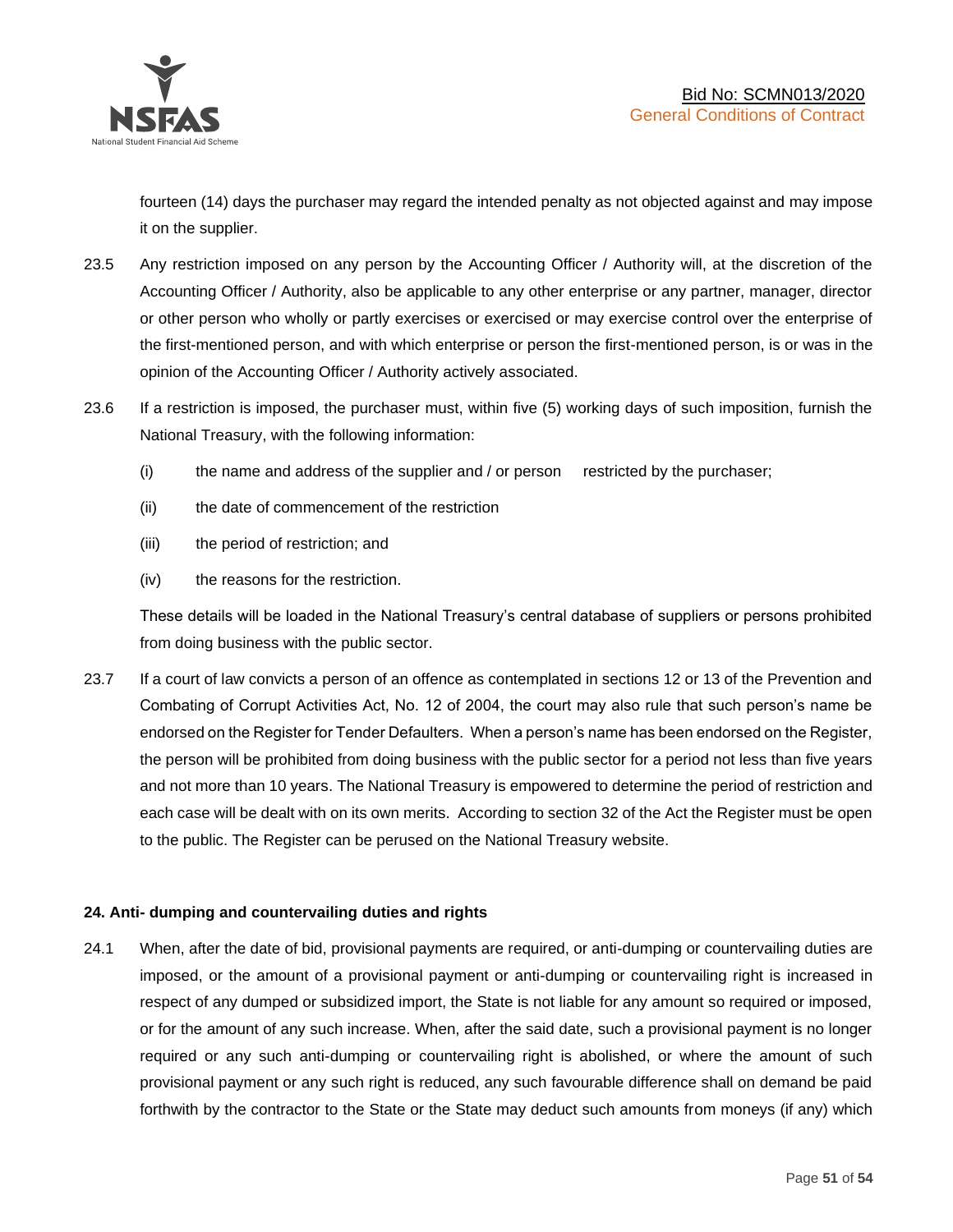fourteen (14) days the purchaser may regard the intended penalty as not objected against and may impose it on the supplier.

23.5 Any restriction imposed on any person by the Accounting Officer / Authority will, at the discretion of the Accounting Officer / Authority, also be applicable to any other enterprise or any partner, manager, director or other person who wholly or partly exercises or exercised or may exercise control over the enterprise of the first-mentioned person, and with which enterprise or person the first-mentioned person, is or was in the opinion of the Accounting Officer / Authority actively associated.

23.6 If a restriction is imposed, the purchaser must, within five (5) working days of such imposition, furnish the National Treasury, with the following information:

(i) the name and address of the supplier and / or person restricted by the purchaser;

(ii) the date of commencement of the restriction

(iii) the period of restriction; and

(iv) the reasons for the restriction.

These details will be loaded in the National Treasury's central database of suppliers or persons prohibited from doing business with the public sector.

23.7 If a court of law convicts a person of an offence as contemplated in sections 12 or 13 of the Prevention and Combating of Corrupt Activities Act, No. 12 of 2004, the court may also rule that such person's name be endorsed on the Register for Tender Defaulters. When a person's name has been endorsed on the Register, the person will be prohibited from doing business with the public sector for a period not less than five years and not more than 10 years. The National Treasury is empowered to determine the period of restriction and each case will be dealt with on its own merits. According to section 32 of the Act the Register must be open to the public. The Register can be perused on the National Treasury website.

**24. Anti- dumping and countervailing duties and rights**

24.1 When, after the date of bid, provisional payments are required, or anti-dumping or countervailing duties are imposed, or the amount of a provisional payment or anti-dumping or countervailing right is increased in respect of any dumped or subsidized import, the State is not liable for any amount so required or imposed, or for the amount of any such increase. When, after the said date, such a provisional payment is no longer required or any such anti-dumping or countervailing right is abolished, or where the amount of such provisional payment or any such right is reduced, any such favourable difference shall on demand be paid forthwith by the contractor to the State or the State may deduct such amounts from moneys (if any) which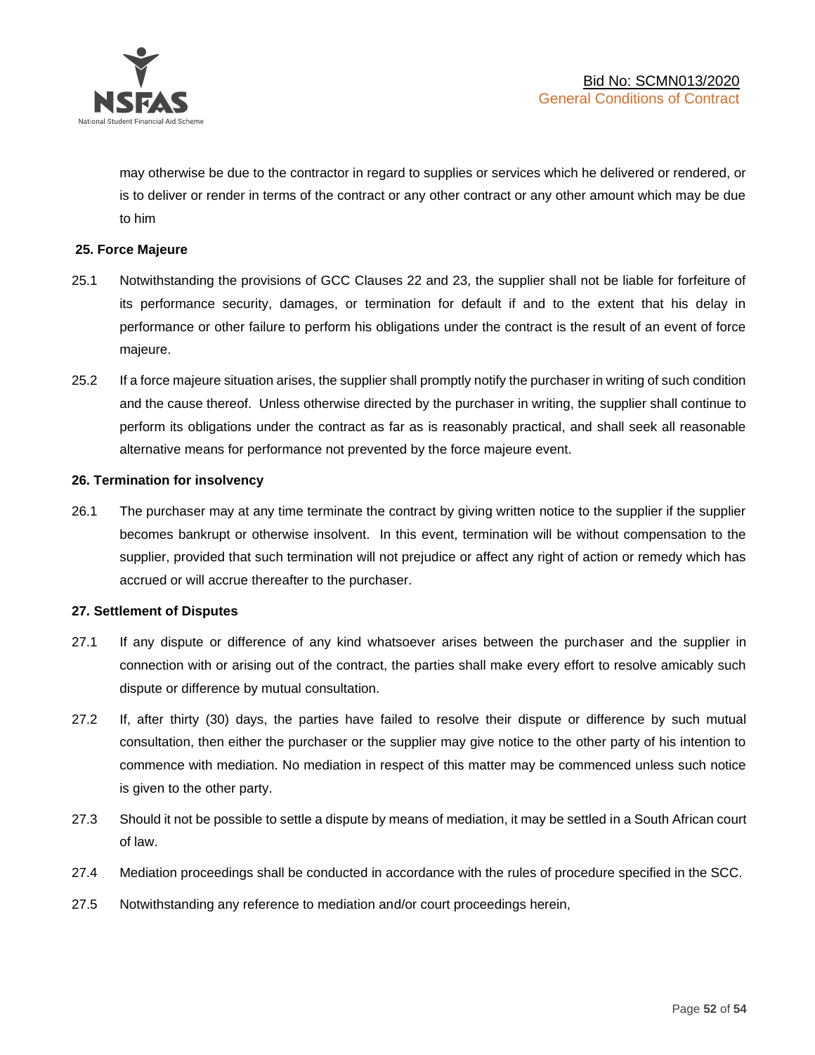may otherwise be due to the contractor in regard to supplies or services which he delivered or rendered, or is to deliver or render in terms of the contract or any other contract or any other amount which may be due to him

**25. Force Majeure**

25.1 Notwithstanding the provisions of GCC Clauses 22 and 23, the supplier shall not be liable for forfeiture of its performance security, damages, or termination for default if and to the extent that his delay in performance or other failure to perform his obligations under the contract is the result of an event of force majeure.

25.2 If a force majeure situation arises, the supplier shall promptly notify the purchaser in writing of such condition and the cause thereof. Unless otherwise directed by the purchaser in writing, the supplier shall continue to perform its obligations under the contract as far as is reasonably practical, and shall seek all reasonable alternative means for performance not prevented by the force majeure event.

**26. Termination for insolvency**

26.1 The purchaser may at any time terminate the contract by giving written notice to the supplier if the supplier becomes bankrupt or otherwise insolvent. In this event, termination will be without compensation to the supplier, provided that such termination will not prejudice or affect any right of action or remedy which has accrued or will accrue thereafter to the purchaser.

**27. Settlement of Disputes**

27.1 If any dispute or difference of any kind whatsoever arises between the purchaser and the supplier in connection with or arising out of the contract, the parties shall make every effort to resolve amicably such dispute or difference by mutual consultation.

27.2 If, after thirty (30) days, the parties have failed to resolve their dispute or difference by such mutual consultation, then either the purchaser or the supplier may give notice to the other party of his intention to commence with mediation. No mediation in respect of this matter may be commenced unless such notice is given to the other party.

27.3 Should it not be possible to settle a dispute by means of mediation, it may be settled in a South African court of law.

27.4 Mediation proceedings shall be conducted in accordance with the rules of procedure specified in the SCC.

27.5 Notwithstanding any reference to mediation and/or court proceedings herein,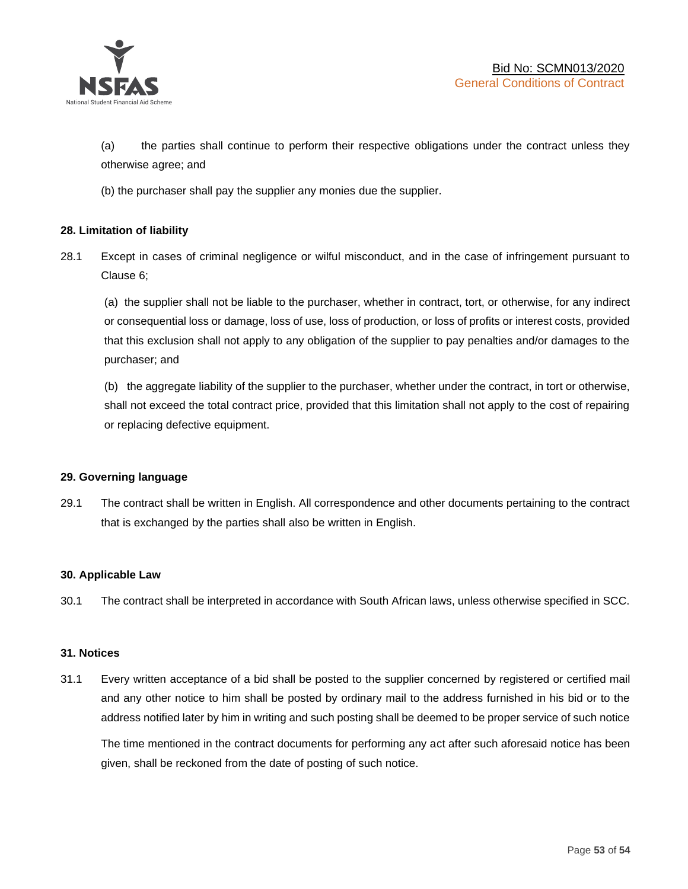(a) the parties shall continue to perform their respective obligations under the contract unless they otherwise agree; and

(b) the purchaser shall pay the supplier any monies due the supplier.

**28. Limitation of liability**

28.1 Except in cases of criminal negligence or wilful misconduct, and in the case of infringement pursuant to Clause 6;

(a) the supplier shall not be liable to the purchaser, whether in contract, tort, or otherwise, for any indirect or consequential loss or damage, loss of use, loss of production, or loss of profits or interest costs, provided that this exclusion shall not apply to any obligation of the supplier to pay penalties and/or damages to the purchaser; and

(b) the aggregate liability of the supplier to the purchaser, whether under the contract, in tort or otherwise, shall not exceed the total contract price, provided that this limitation shall not apply to the cost of repairing or replacing defective equipment.

**29. Governing language**

29.1 The contract shall be written in English. All correspondence and other documents pertaining to the contract that is exchanged by the parties shall also be written in English.

**30. Applicable Law**

30.1 The contract shall be interpreted in accordance with South African laws, unless otherwise specified in SCC.

**31. Notices**

31.1 Every written acceptance of a bid shall be posted to the supplier concerned by registered or certified mail and any other notice to him shall be posted by ordinary mail to the address furnished in his bid or to the address notified later by him in writing and such posting shall be deemed to be proper service of such notice

The time mentioned in the contract documents for performing any act after such aforesaid notice has been given, shall be reckoned from the date of posting of such notice.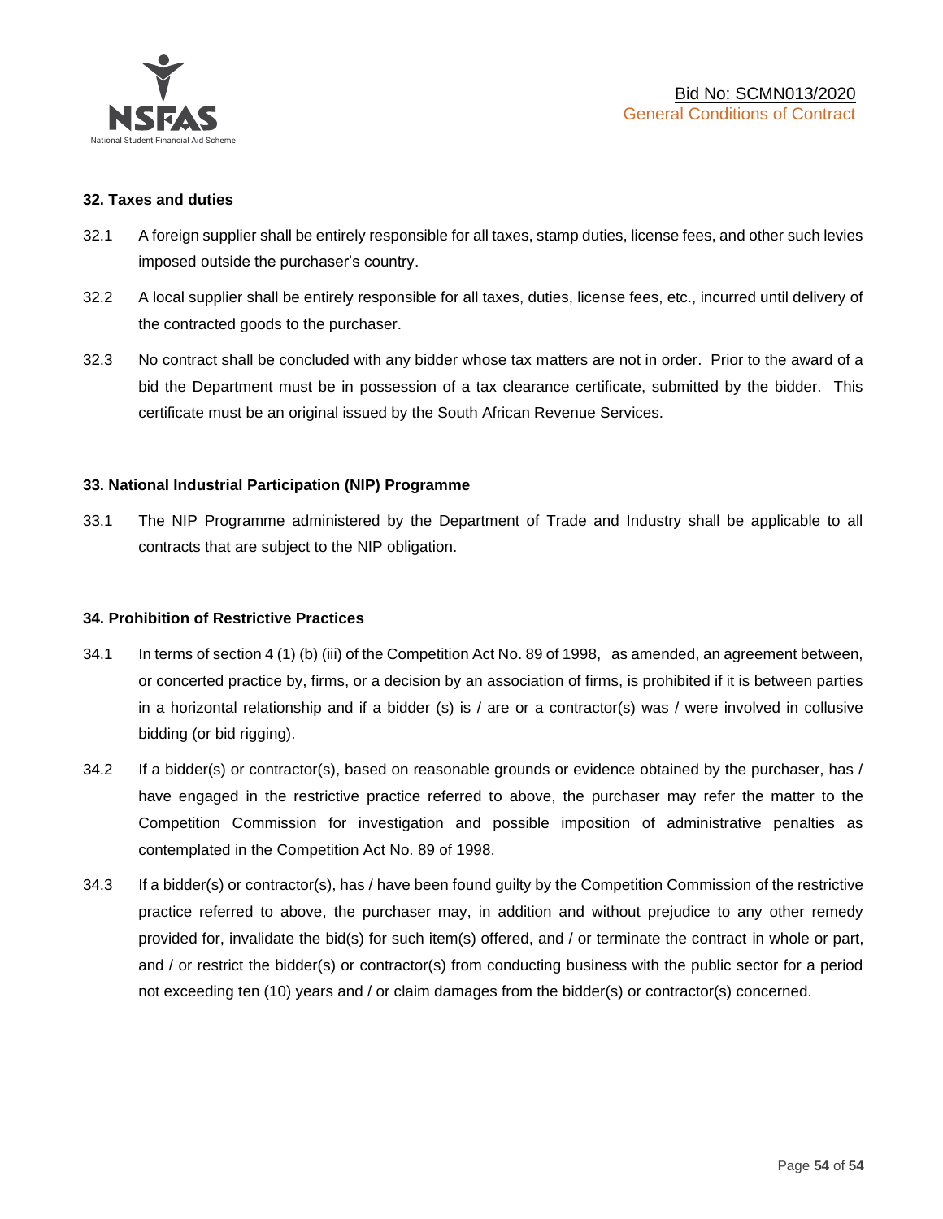**32. Taxes and duties**

32.1 A foreign supplier shall be entirely responsible for all taxes, stamp duties, license fees, and other such levies imposed outside the purchaser's country.

32.2 A local supplier shall be entirely responsible for all taxes, duties, license fees, etc., incurred until delivery of the contracted goods to the purchaser.

32.3 No contract shall be concluded with any bidder whose tax matters are not in order. Prior to the award of a bid the Department must be in possession of a tax clearance certificate, submitted by the bidder. This certificate must be an original issued by the South African Revenue Services.

**33. National Industrial Participation (NIP) Programme**

33.1 The NIP Programme administered by the Department of Trade and Industry shall be applicable to all contracts that are subject to the NIP obligation.

**34. Prohibition of Restrictive Practices**

34.1 In terms of section 4 (1) (b) (iii) of the Competition Act No. 89 of 1998, as amended, an agreement between, or concerted practice by, firms, or a decision by an association of firms, is prohibited if it is between parties in a horizontal relationship and if a bidder (s) is / are or a contractor(s) was / were involved in collusive bidding (or bid rigging).

34.2 If a bidder(s) or contractor(s), based on reasonable grounds or evidence obtained by the purchaser, has / have engaged in the restrictive practice referred to above, the purchaser may refer the matter to the Competition Commission for investigation and possible imposition of administrative penalties as contemplated in the Competition Act No. 89 of 1998.

34.3 If a bidder(s) or contractor(s), has / have been found guilty by the Competition Commission of the restrictive practice referred to above, the purchaser may, in addition and without prejudice to any other remedy provided for, invalidate the bid(s) for such item(s) offered, and / or terminate the contract in whole or part, and / or restrict the bidder(s) or contractor(s) from conducting business with the public sector for a period not exceeding ten (10) years and / or claim damages from the bidder(s) or contractor(s) concerned.